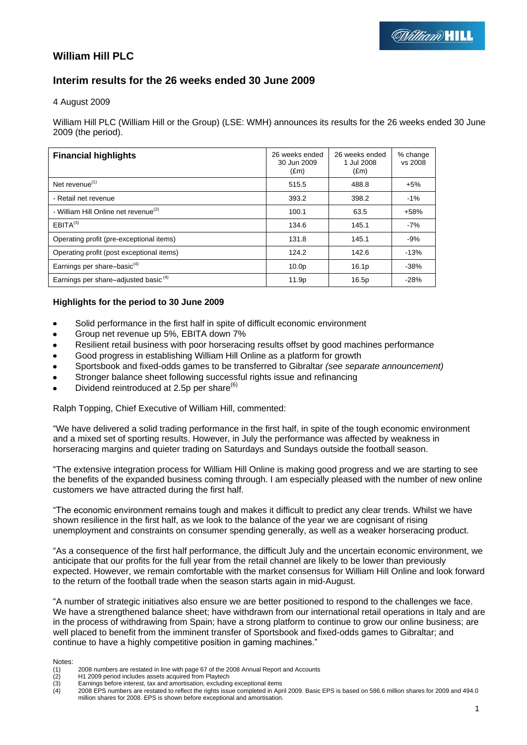# William Hill PLC

## Interim results for the 26 weeks ended 30 June 2009

4 August 2009

William Hill PLC (William Hill or the Group) (LSE: WMH) announces its results for the 26 weeks ended 30 June 2009 (the period).

| **Financial highlights** | 26 weeks ended 30 Jun 2009 (£m) | 26 weeks ended 1 Jul 2008 (£m) | % change vs 2008 |
|---|---|---|---|
| Net revenue[1] | 515.5 | 488.8 | +5% |
| - Retail net revenue | 393.2 | 398.2 | -1% |
| - William Hill Online net revenue[2] | 100.1 | 63.5 | +58% |
| EBITA[3] | 134.6 | 145.1 | -7% |
| Operating profit (pre-exceptional items) | 131.8 | 145.1 | -9% |
| Operating profit (post exceptional items) | 124.2 | 142.6 | -13% |
| Earnings per share–basic[4] | 10.0p | 16.1p | -38% |
| Earnings per share–adjusted basic [4] | 11.9p | 16.5p | -28% |

### Highlights for the period to 30 June 2009

- Solid performance in the first half in spite of difficult economic environment
- Group net revenue up 5%, EBITA down 7%
- Resilient retail business with poor horseracing results offset by good machines performance
- Good progress in establishing William Hill Online as a platform for growth
- Sportsbook and fixed-odds games to be transferred to Gibraltar *(see separate announcement)*
- Stronger balance sheet following successful rights issue and refinancing
- Dividend reintroduced at 2.5p per share[6]

Ralph Topping, Chief Executive of William Hill, commented:

"We have delivered a solid trading performance in the first half, in spite of the tough economic environment and a mixed set of sporting results. However, in July the performance was affected by weakness in horseracing margins and quieter trading on Saturdays and Sundays outside the football season.

"The extensive integration process for William Hill Online is making good progress and we are starting to see the benefits of the expanded business coming through. I am especially pleased with the number of new online customers we have attracted during the first half.

"The economic environment remains tough and makes it difficult to predict any clear trends. Whilst we have shown resilience in the first half, as we look to the balance of the year we are cognisant of rising unemployment and constraints on consumer spending generally, as well as a weaker horseracing product.

"As a consequence of the first half performance, the difficult July and the uncertain economic environment, we anticipate that our profits for the full year from the retail channel are likely to be lower than previously expected. However, we remain comfortable with the market consensus for William Hill Online and look forward to the return of the football trade when the season starts again in mid-August.

"A number of strategic initiatives also ensure we are better positioned to respond to the challenges we face. We have a strengthened balance sheet; have withdrawn from our international retail operations in Italy and are in the process of withdrawing from Spain; have a strong platform to continue to grow our online business; are well placed to benefit from the imminent transfer of Sportsbook and fixed-odds games to Gibraltar; and continue to have a highly competitive position in gaming machines."

Notes:

(1) 2008 numbers are restated in line with page 67 of the 2008 Annual Report and Accounts
(2) H1 2009 period includes assets acquired from Playtech
(3) Earnings before interest, tax and amortisation, excluding exceptional items
(4) 2008 EPS numbers are restated to reflect the rights issue completed in April 2009. Basic EPS is based on 586.6 million shares for 2009 and 494.0 million shares for 2008. EPS is shown before exceptional and amortisation.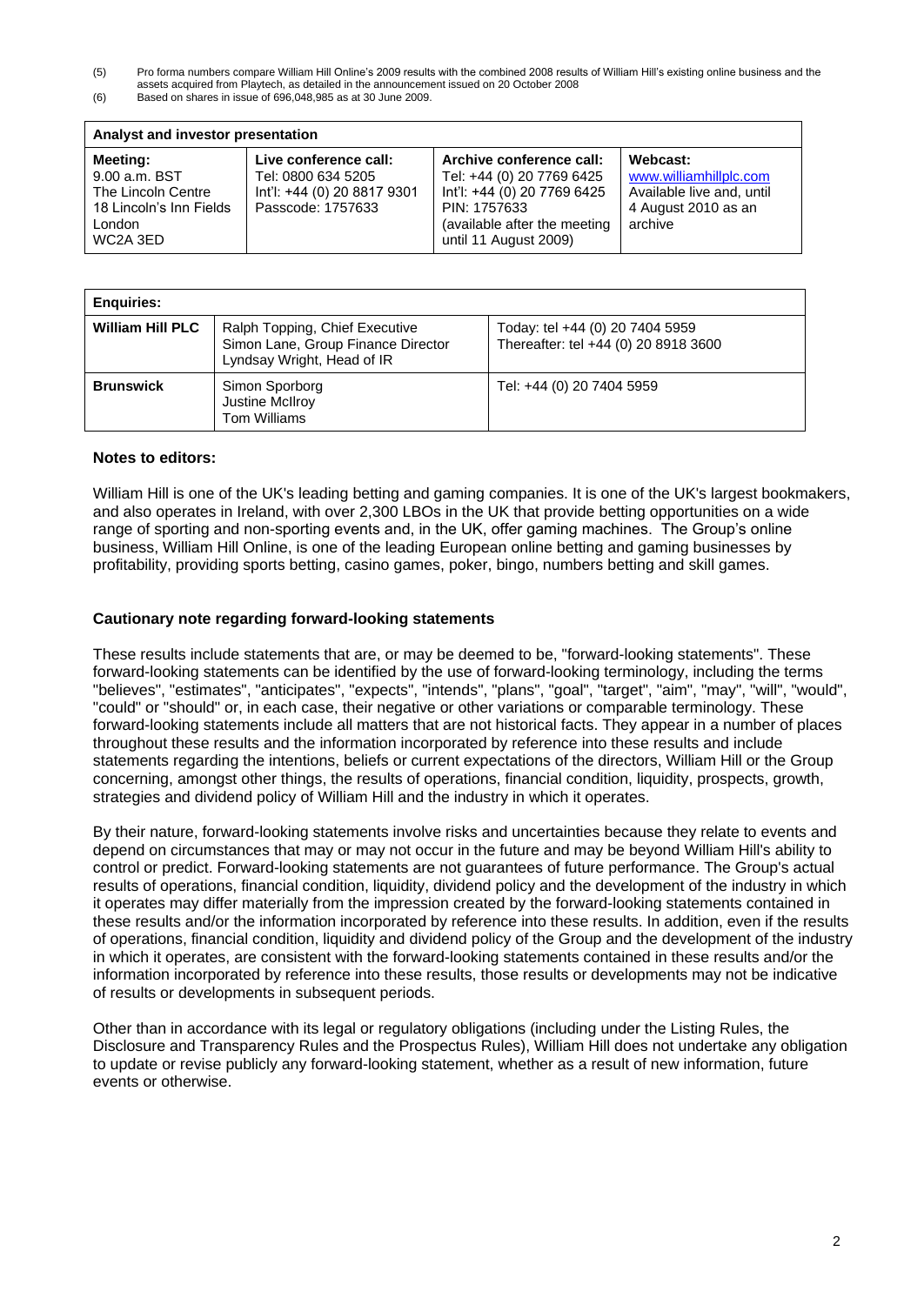(5) Pro forma numbers compare William Hill Online's 2009 results with the combined 2008 results of William Hill's existing online business and the assets acquired from Playtech, as detailed in the announcement issued on 20 October 2008

(6) Based on shares in issue of 696,048,985 as at 30 June 2009.

| Analyst and investor presentation | | | |
|---|---|---|---|
| **Meeting:**<br>9.00 a.m. BST<br>The Lincoln Centre<br>18 Lincoln's Inn Fields<br>London<br>WC2A 3ED | **Live conference call:**<br>Tel: 0800 634 5205<br>Int'l: +44 (0) 20 8817 9301<br>Passcode: 1757633 | **Archive conference call:**<br>Tel: +44 (0) 20 7769 6425<br>Int'l: +44 (0) 20 7769 6425<br>PIN: 1757633<br>(available after the meeting until 11 August 2009) | **Webcast:**<br>www.williamhillplc.com<br>Available live and, until 4 August 2010 as an archive |

| Enquiries: | | |
|---|---|---|
| **William Hill PLC** | Ralph Topping, Chief Executive<br>Simon Lane, Group Finance Director<br>Lyndsay Wright, Head of IR | Today: tel +44 (0) 20 7404 5959<br>Thereafter: tel +44 (0) 20 8918 3600 |
| **Brunswick** | Simon Sporborg<br>Justine McIlroy<br>Tom Williams | Tel: +44 (0) 20 7404 5959 |

**Notes to editors:**

William Hill is one of the UK's leading betting and gaming companies. It is one of the UK's largest bookmakers, and also operates in Ireland, with over 2,300 LBOs in the UK that provide betting opportunities on a wide range of sporting and non-sporting events and, in the UK, offer gaming machines. The Group's online business, William Hill Online, is one of the leading European online betting and gaming businesses by profitability, providing sports betting, casino games, poker, bingo, numbers betting and skill games.

**Cautionary note regarding forward-looking statements**

These results include statements that are, or may be deemed to be, "forward-looking statements". These forward-looking statements can be identified by the use of forward-looking terminology, including the terms "believes", "estimates", "anticipates", "expects", "intends", "plans", "goal", "target", "aim", "may", "will", "would", "could" or "should" or, in each case, their negative or other variations or comparable terminology. These forward-looking statements include all matters that are not historical facts. They appear in a number of places throughout these results and the information incorporated by reference into these results and include statements regarding the intentions, beliefs or current expectations of the directors, William Hill or the Group concerning, amongst other things, the results of operations, financial condition, liquidity, prospects, growth, strategies and dividend policy of William Hill and the industry in which it operates.

By their nature, forward-looking statements involve risks and uncertainties because they relate to events and depend on circumstances that may or may not occur in the future and may be beyond William Hill's ability to control or predict. Forward-looking statements are not guarantees of future performance. The Group's actual results of operations, financial condition, liquidity, dividend policy and the development of the industry in which it operates may differ materially from the impression created by the forward-looking statements contained in these results and/or the information incorporated by reference into these results. In addition, even if the results of operations, financial condition, liquidity and dividend policy of the Group and the development of the industry in which it operates, are consistent with the forward-looking statements contained in these results and/or the information incorporated by reference into these results, those results or developments may not be indicative of results or developments in subsequent periods.

Other than in accordance with its legal or regulatory obligations (including under the Listing Rules, the Disclosure and Transparency Rules and the Prospectus Rules), William Hill does not undertake any obligation to update or revise publicly any forward-looking statement, whether as a result of new information, future events or otherwise.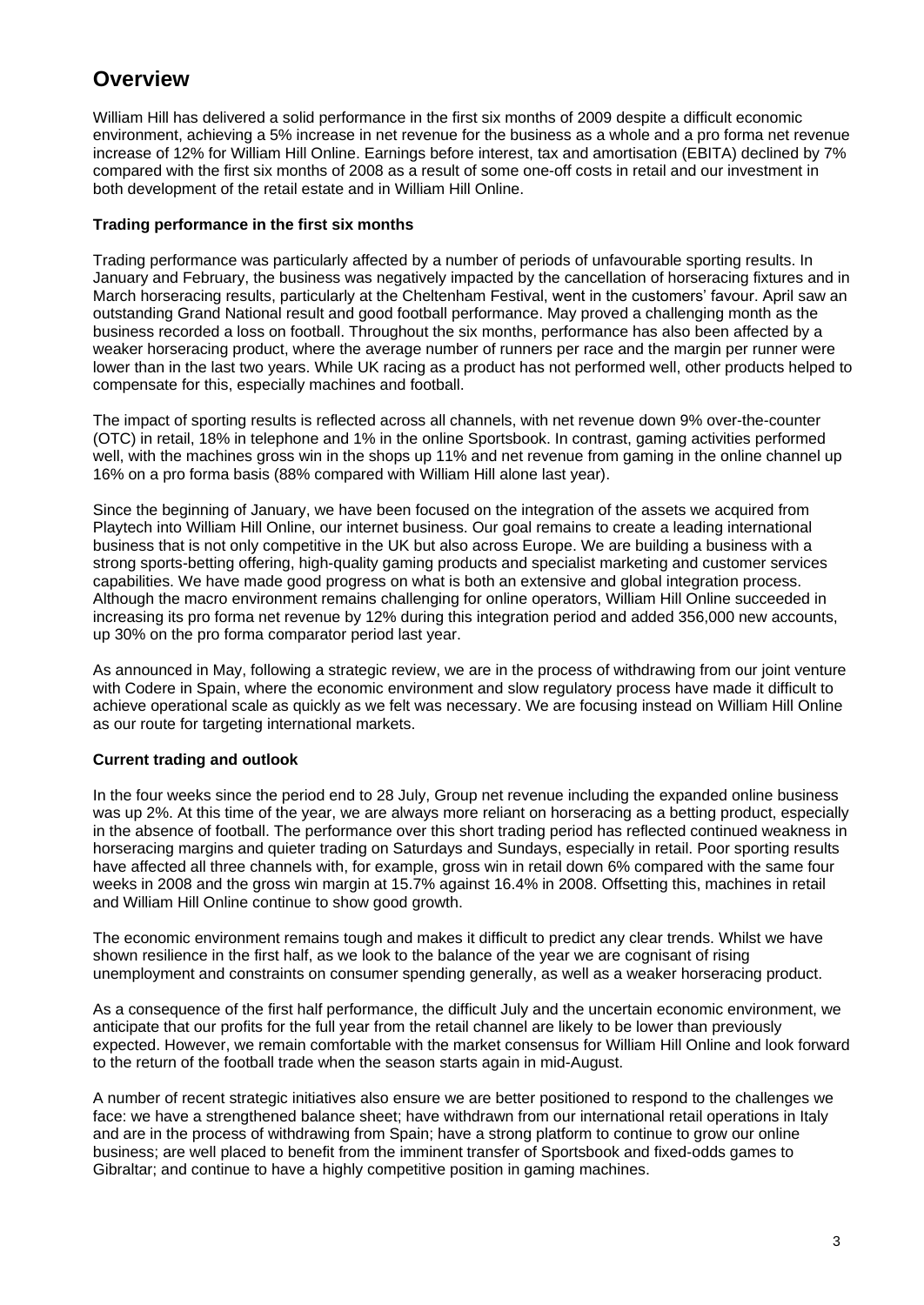## Overview

William Hill has delivered a solid performance in the first six months of 2009 despite a difficult economic environment, achieving a 5% increase in net revenue for the business as a whole and a pro forma net revenue increase of 12% for William Hill Online. Earnings before interest, tax and amortisation (EBITA) declined by 7% compared with the first six months of 2008 as a result of some one-off costs in retail and our investment in both development of the retail estate and in William Hill Online.

**Trading performance in the first six months**

Trading performance was particularly affected by a number of periods of unfavourable sporting results. In January and February, the business was negatively impacted by the cancellation of horseracing fixtures and in March horseracing results, particularly at the Cheltenham Festival, went in the customers' favour. April saw an outstanding Grand National result and good football performance. May proved a challenging month as the business recorded a loss on football. Throughout the six months, performance has also been affected by a weaker horseracing product, where the average number of runners per race and the margin per runner were lower than in the last two years. While UK racing as a product has not performed well, other products helped to compensate for this, especially machines and football.

The impact of sporting results is reflected across all channels, with net revenue down 9% over-the-counter (OTC) in retail, 18% in telephone and 1% in the online Sportsbook. In contrast, gaming activities performed well, with the machines gross win in the shops up 11% and net revenue from gaming in the online channel up 16% on a pro forma basis (88% compared with William Hill alone last year).

Since the beginning of January, we have been focused on the integration of the assets we acquired from Playtech into William Hill Online, our internet business. Our goal remains to create a leading international business that is not only competitive in the UK but also across Europe. We are building a business with a strong sports-betting offering, high-quality gaming products and specialist marketing and customer services capabilities. We have made good progress on what is both an extensive and global integration process. Although the macro environment remains challenging for online operators, William Hill Online succeeded in increasing its pro forma net revenue by 12% during this integration period and added 356,000 new accounts, up 30% on the pro forma comparator period last year.

As announced in May, following a strategic review, we are in the process of withdrawing from our joint venture with Codere in Spain, where the economic environment and slow regulatory process have made it difficult to achieve operational scale as quickly as we felt was necessary. We are focusing instead on William Hill Online as our route for targeting international markets.

**Current trading and outlook**

In the four weeks since the period end to 28 July, Group net revenue including the expanded online business was up 2%. At this time of the year, we are always more reliant on horseracing as a betting product, especially in the absence of football. The performance over this short trading period has reflected continued weakness in horseracing margins and quieter trading on Saturdays and Sundays, especially in retail. Poor sporting results have affected all three channels with, for example, gross win in retail down 6% compared with the same four weeks in 2008 and the gross win margin at 15.7% against 16.4% in 2008. Offsetting this, machines in retail and William Hill Online continue to show good growth.

The economic environment remains tough and makes it difficult to predict any clear trends. Whilst we have shown resilience in the first half, as we look to the balance of the year we are cognisant of rising unemployment and constraints on consumer spending generally, as well as a weaker horseracing product.

As a consequence of the first half performance, the difficult July and the uncertain economic environment, we anticipate that our profits for the full year from the retail channel are likely to be lower than previously expected. However, we remain comfortable with the market consensus for William Hill Online and look forward to the return of the football trade when the season starts again in mid-August.

A number of recent strategic initiatives also ensure we are better positioned to respond to the challenges we face: we have a strengthened balance sheet; have withdrawn from our international retail operations in Italy and are in the process of withdrawing from Spain; have a strong platform to continue to grow our online business; are well placed to benefit from the imminent transfer of Sportsbook and fixed-odds games to Gibraltar; and continue to have a highly competitive position in gaming machines.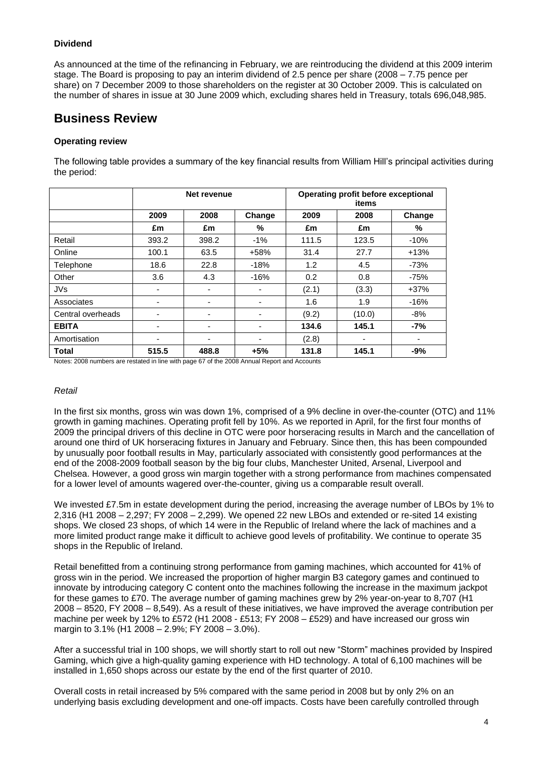**Dividend**

As announced at the time of the refinancing in February, we are reintroducing the dividend at this 2009 interim stage. The Board is proposing to pay an interim dividend of 2.5 pence per share (2008 – 7.75 pence per share) on 7 December 2009 to those shareholders on the register at 30 October 2009. This is calculated on the number of shares in issue at 30 June 2009 which, excluding shares held in Treasury, totals 696,048,985.

## Business Review

**Operating review**

The following table provides a summary of the key financial results from William Hill's principal activities during the period:

| | Net revenue | | | Operating profit before exceptional items | | |
|---|---|---|---|---|---|---|
| | 2009 | 2008 | Change | 2009 | 2008 | Change |
| | £m | £m | % | £m | £m | % |
| Retail | 393.2 | 398.2 | -1% | 111.5 | 123.5 | -10% |
| Online | 100.1 | 63.5 | +58% | 31.4 | 27.7 | +13% |
| Telephone | 18.6 | 22.8 | -18% | 1.2 | 4.5 | -73% |
| Other | 3.6 | 4.3 | -16% | 0.2 | 0.8 | -75% |
| JVs | - | - | - | (2.1) | (3.3) | +37% |
| Associates | - | - | - | 1.6 | 1.9 | -16% |
| Central overheads | - | - | - | (9.2) | (10.0) | -8% |
| **EBITA** | - | - | - | **134.6** | **145.1** | **-7%** |
| Amortisation | - | - | - | (2.8) | - | - |
| **Total** | **515.5** | **488.8** | **+5%** | **131.8** | **145.1** | **-9%** |

Notes: 2008 numbers are restated in line with page 67 of the 2008 Annual Report and Accounts

*Retail*

In the first six months, gross win was down 1%, comprised of a 9% decline in over-the-counter (OTC) and 11% growth in gaming machines. Operating profit fell by 10%. As we reported in April, for the first four months of 2009 the principal drivers of this decline in OTC were poor horseracing results in March and the cancellation of around one third of UK horseracing fixtures in January and February. Since then, this has been compounded by unusually poor football results in May, particularly associated with consistently good performances at the end of the 2008-2009 football season by the big four clubs, Manchester United, Arsenal, Liverpool and Chelsea. However, a good gross win margin together with a strong performance from machines compensated for a lower level of amounts wagered over-the-counter, giving us a comparable result overall.

We invested £7.5m in estate development during the period, increasing the average number of LBOs by 1% to 2,316 (H1 2008 – 2,297; FY 2008 – 2,299). We opened 22 new LBOs and extended or re-sited 14 existing shops. We closed 23 shops, of which 14 were in the Republic of Ireland where the lack of machines and a more limited product range make it difficult to achieve good levels of profitability. We continue to operate 35 shops in the Republic of Ireland.

Retail benefitted from a continuing strong performance from gaming machines, which accounted for 41% of gross win in the period. We increased the proportion of higher margin B3 category games and continued to innovate by introducing category C content onto the machines following the increase in the maximum jackpot for these games to £70. The average number of gaming machines grew by 2% year-on-year to 8,707 (H1 2008 – 8520, FY 2008 – 8,549). As a result of these initiatives, we have improved the average contribution per machine per week by 12% to £572 (H1 2008 - £513; FY 2008 – £529) and have increased our gross win margin to 3.1% (H1 2008 – 2.9%; FY 2008 – 3.0%).

After a successful trial in 100 shops, we will shortly start to roll out new "Storm" machines provided by Inspired Gaming, which give a high-quality gaming experience with HD technology. A total of 6,100 machines will be installed in 1,650 shops across our estate by the end of the first quarter of 2010.

Overall costs in retail increased by 5% compared with the same period in 2008 but by only 2% on an underlying basis excluding development and one-off impacts. Costs have been carefully controlled through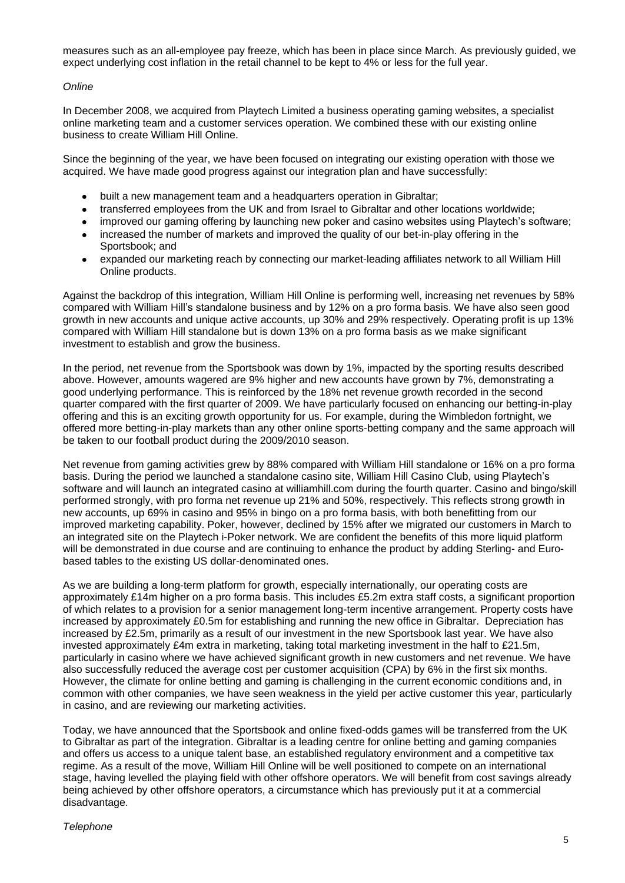measures such as an all-employee pay freeze, which has been in place since March. As previously guided, we expect underlying cost inflation in the retail channel to be kept to 4% or less for the full year.

*Online*

In December 2008, we acquired from Playtech Limited a business operating gaming websites, a specialist online marketing team and a customer services operation. We combined these with our existing online business to create William Hill Online.

Since the beginning of the year, we have been focused on integrating our existing operation with those we acquired. We have made good progress against our integration plan and have successfully:

- built a new management team and a headquarters operation in Gibraltar;
- transferred employees from the UK and from Israel to Gibraltar and other locations worldwide;
- improved our gaming offering by launching new poker and casino websites using Playtech's software;
- increased the number of markets and improved the quality of our bet-in-play offering in the Sportsbook; and
- expanded our marketing reach by connecting our market-leading affiliates network to all William Hill Online products.

Against the backdrop of this integration, William Hill Online is performing well, increasing net revenues by 58% compared with William Hill's standalone business and by 12% on a pro forma basis. We have also seen good growth in new accounts and unique active accounts, up 30% and 29% respectively. Operating profit is up 13% compared with William Hill standalone but is down 13% on a pro forma basis as we make significant investment to establish and grow the business.

In the period, net revenue from the Sportsbook was down by 1%, impacted by the sporting results described above. However, amounts wagered are 9% higher and new accounts have grown by 7%, demonstrating a good underlying performance. This is reinforced by the 18% net revenue growth recorded in the second quarter compared with the first quarter of 2009. We have particularly focused on enhancing our betting-in-play offering and this is an exciting growth opportunity for us. For example, during the Wimbledon fortnight, we offered more betting-in-play markets than any other online sports-betting company and the same approach will be taken to our football product during the 2009/2010 season.

Net revenue from gaming activities grew by 88% compared with William Hill standalone or 16% on a pro forma basis. During the period we launched a standalone casino site, William Hill Casino Club, using Playtech's software and will launch an integrated casino at williamhill.com during the fourth quarter. Casino and bingo/skill performed strongly, with pro forma net revenue up 21% and 50%, respectively. This reflects strong growth in new accounts, up 69% in casino and 95% in bingo on a pro forma basis, with both benefitting from our improved marketing capability. Poker, however, declined by 15% after we migrated our customers in March to an integrated site on the Playtech i-Poker network. We are confident the benefits of this more liquid platform will be demonstrated in due course and are continuing to enhance the product by adding Sterling- and Euro-based tables to the existing US dollar-denominated ones.

As we are building a long-term platform for growth, especially internationally, our operating costs are approximately £14m higher on a pro forma basis. This includes £5.2m extra staff costs, a significant proportion of which relates to a provision for a senior management long-term incentive arrangement. Property costs have increased by approximately £0.5m for establishing and running the new office in Gibraltar. Depreciation has increased by £2.5m, primarily as a result of our investment in the new Sportsbook last year. We have also invested approximately £4m extra in marketing, taking total marketing investment in the half to £21.5m, particularly in casino where we have achieved significant growth in new customers and net revenue. We have also successfully reduced the average cost per customer acquisition (CPA) by 6% in the first six months. However, the climate for online betting and gaming is challenging in the current economic conditions and, in common with other companies, we have seen weakness in the yield per active customer this year, particularly in casino, and are reviewing our marketing activities.

Today, we have announced that the Sportsbook and online fixed-odds games will be transferred from the UK to Gibraltar as part of the integration. Gibraltar is a leading centre for online betting and gaming companies and offers us access to a unique talent base, an established regulatory environment and a competitive tax regime. As a result of the move, William Hill Online will be well positioned to compete on an international stage, having levelled the playing field with other offshore operators. We will benefit from cost savings already being achieved by other offshore operators, a circumstance which has previously put it at a commercial disadvantage.

*Telephone*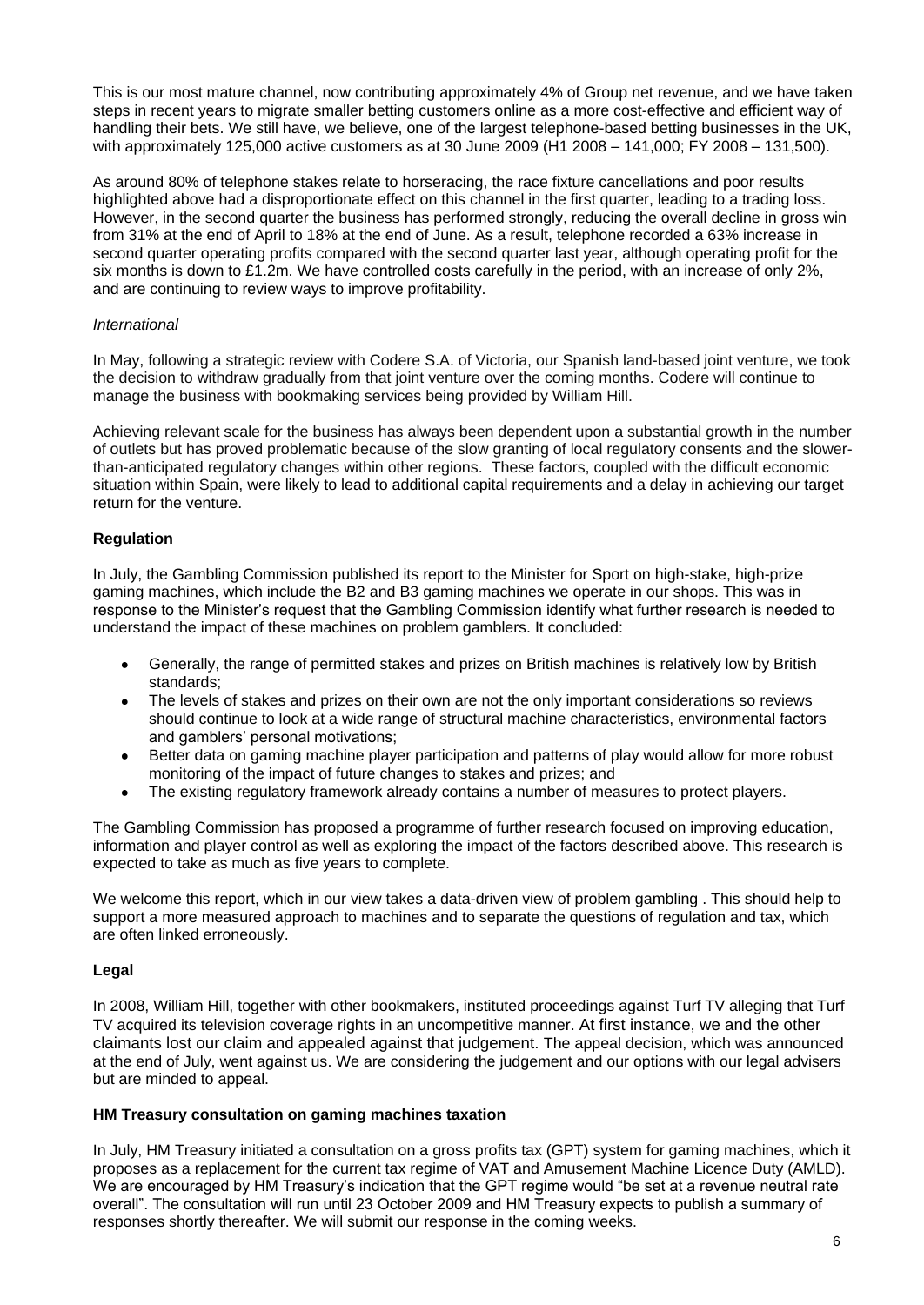This is our most mature channel, now contributing approximately 4% of Group net revenue, and we have taken steps in recent years to migrate smaller betting customers online as a more cost-effective and efficient way of handling their bets. We still have, we believe, one of the largest telephone-based betting businesses in the UK, with approximately 125,000 active customers as at 30 June 2009 (H1 2008 – 141,000; FY 2008 – 131,500).

As around 80% of telephone stakes relate to horseracing, the race fixture cancellations and poor results highlighted above had a disproportionate effect on this channel in the first quarter, leading to a trading loss. However, in the second quarter the business has performed strongly, reducing the overall decline in gross win from 31% at the end of April to 18% at the end of June. As a result, telephone recorded a 63% increase in second quarter operating profits compared with the second quarter last year, although operating profit for the six months is down to £1.2m. We have controlled costs carefully in the period, with an increase of only 2%, and are continuing to review ways to improve profitability.

*International*

In May, following a strategic review with Codere S.A. of Victoria, our Spanish land-based joint venture, we took the decision to withdraw gradually from that joint venture over the coming months. Codere will continue to manage the business with bookmaking services being provided by William Hill.

Achieving relevant scale for the business has always been dependent upon a substantial growth in the number of outlets but has proved problematic because of the slow granting of local regulatory consents and the slower-than-anticipated regulatory changes within other regions. These factors, coupled with the difficult economic situation within Spain, were likely to lead to additional capital requirements and a delay in achieving our target return for the venture.

**Regulation**

In July, the Gambling Commission published its report to the Minister for Sport on high-stake, high-prize gaming machines, which include the B2 and B3 gaming machines we operate in our shops. This was in response to the Minister's request that the Gambling Commission identify what further research is needed to understand the impact of these machines on problem gamblers. It concluded:

- Generally, the range of permitted stakes and prizes on British machines is relatively low by British standards;
- The levels of stakes and prizes on their own are not the only important considerations so reviews should continue to look at a wide range of structural machine characteristics, environmental factors and gamblers' personal motivations;
- Better data on gaming machine player participation and patterns of play would allow for more robust monitoring of the impact of future changes to stakes and prizes; and
- The existing regulatory framework already contains a number of measures to protect players.

The Gambling Commission has proposed a programme of further research focused on improving education, information and player control as well as exploring the impact of the factors described above. This research is expected to take as much as five years to complete.

We welcome this report, which in our view takes a data-driven view of problem gambling . This should help to support a more measured approach to machines and to separate the questions of regulation and tax, which are often linked erroneously.

**Legal**

In 2008, William Hill, together with other bookmakers, instituted proceedings against Turf TV alleging that Turf TV acquired its television coverage rights in an uncompetitive manner. At first instance, we and the other claimants lost our claim and appealed against that judgement. The appeal decision, which was announced at the end of July, went against us. We are considering the judgement and our options with our legal advisers but are minded to appeal.

**HM Treasury consultation on gaming machines taxation**

In July, HM Treasury initiated a consultation on a gross profits tax (GPT) system for gaming machines, which it proposes as a replacement for the current tax regime of VAT and Amusement Machine Licence Duty (AMLD). We are encouraged by HM Treasury's indication that the GPT regime would "be set at a revenue neutral rate overall". The consultation will run until 23 October 2009 and HM Treasury expects to publish a summary of responses shortly thereafter. We will submit our response in the coming weeks.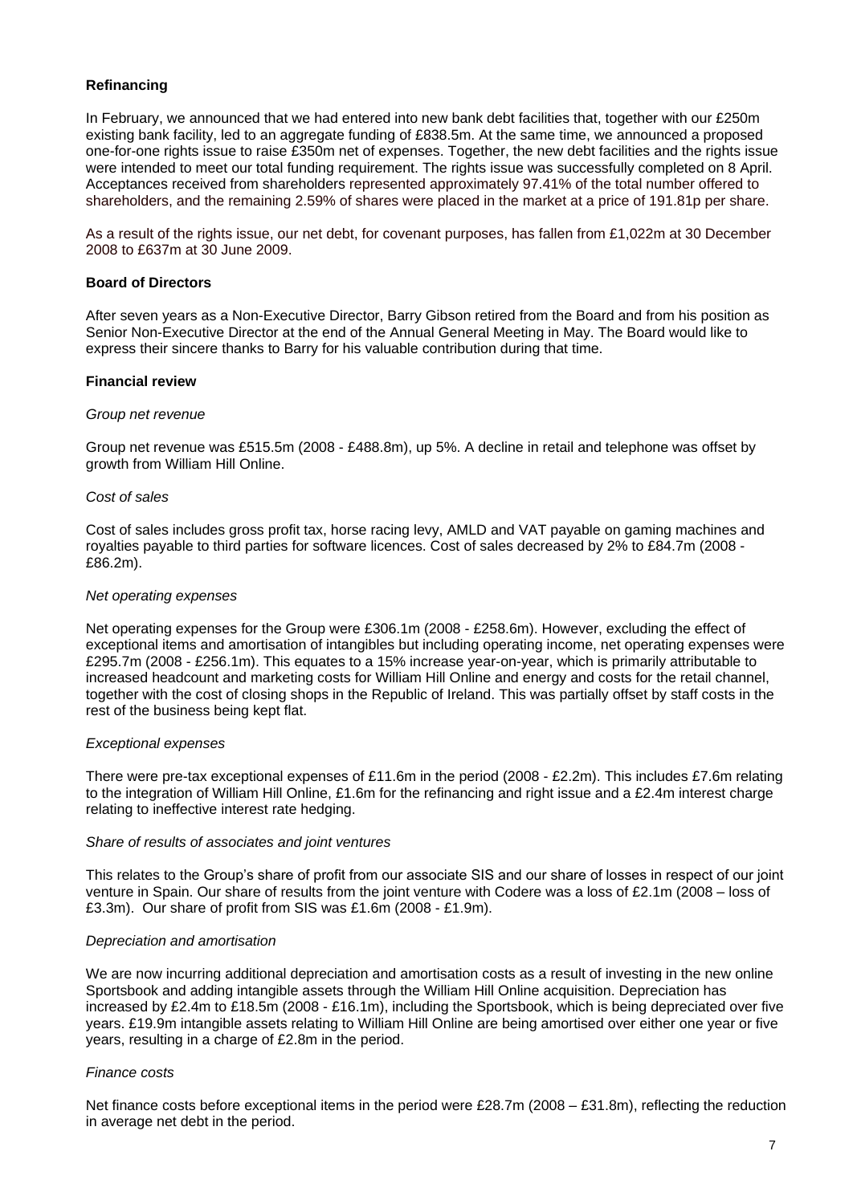**Refinancing**

In February, we announced that we had entered into new bank debt facilities that, together with our £250m existing bank facility, led to an aggregate funding of £838.5m. At the same time, we announced a proposed one-for-one rights issue to raise £350m net of expenses. Together, the new debt facilities and the rights issue were intended to meet our total funding requirement. The rights issue was successfully completed on 8 April. Acceptances received from shareholders represented approximately 97.41% of the total number offered to shareholders, and the remaining 2.59% of shares were placed in the market at a price of 191.81p per share.

As a result of the rights issue, our net debt, for covenant purposes, has fallen from £1,022m at 30 December 2008 to £637m at 30 June 2009.

**Board of Directors**

After seven years as a Non-Executive Director, Barry Gibson retired from the Board and from his position as Senior Non-Executive Director at the end of the Annual General Meeting in May. The Board would like to express their sincere thanks to Barry for his valuable contribution during that time.

**Financial review**

*Group net revenue*

Group net revenue was £515.5m (2008 - £488.8m), up 5%. A decline in retail and telephone was offset by growth from William Hill Online.

*Cost of sales*

Cost of sales includes gross profit tax, horse racing levy, AMLD and VAT payable on gaming machines and royalties payable to third parties for software licences. Cost of sales decreased by 2% to £84.7m (2008 - £86.2m).

*Net operating expenses*

Net operating expenses for the Group were £306.1m (2008 - £258.6m). However, excluding the effect of exceptional items and amortisation of intangibles but including operating income, net operating expenses were £295.7m (2008 - £256.1m). This equates to a 15% increase year-on-year, which is primarily attributable to increased headcount and marketing costs for William Hill Online and energy and costs for the retail channel, together with the cost of closing shops in the Republic of Ireland. This was partially offset by staff costs in the rest of the business being kept flat.

*Exceptional expenses*

There were pre-tax exceptional expenses of £11.6m in the period (2008 - £2.2m). This includes £7.6m relating to the integration of William Hill Online, £1.6m for the refinancing and right issue and a £2.4m interest charge relating to ineffective interest rate hedging.

*Share of results of associates and joint ventures*

This relates to the Group's share of profit from our associate SIS and our share of losses in respect of our joint venture in Spain. Our share of results from the joint venture with Codere was a loss of £2.1m (2008 – loss of £3.3m). Our share of profit from SIS was £1.6m (2008 - £1.9m).

*Depreciation and amortisation*

We are now incurring additional depreciation and amortisation costs as a result of investing in the new online Sportsbook and adding intangible assets through the William Hill Online acquisition. Depreciation has increased by £2.4m to £18.5m (2008 - £16.1m), including the Sportsbook, which is being depreciated over five years. £19.9m intangible assets relating to William Hill Online are being amortised over either one year or five years, resulting in a charge of £2.8m in the period.

*Finance costs*

Net finance costs before exceptional items in the period were £28.7m (2008 – £31.8m), reflecting the reduction in average net debt in the period.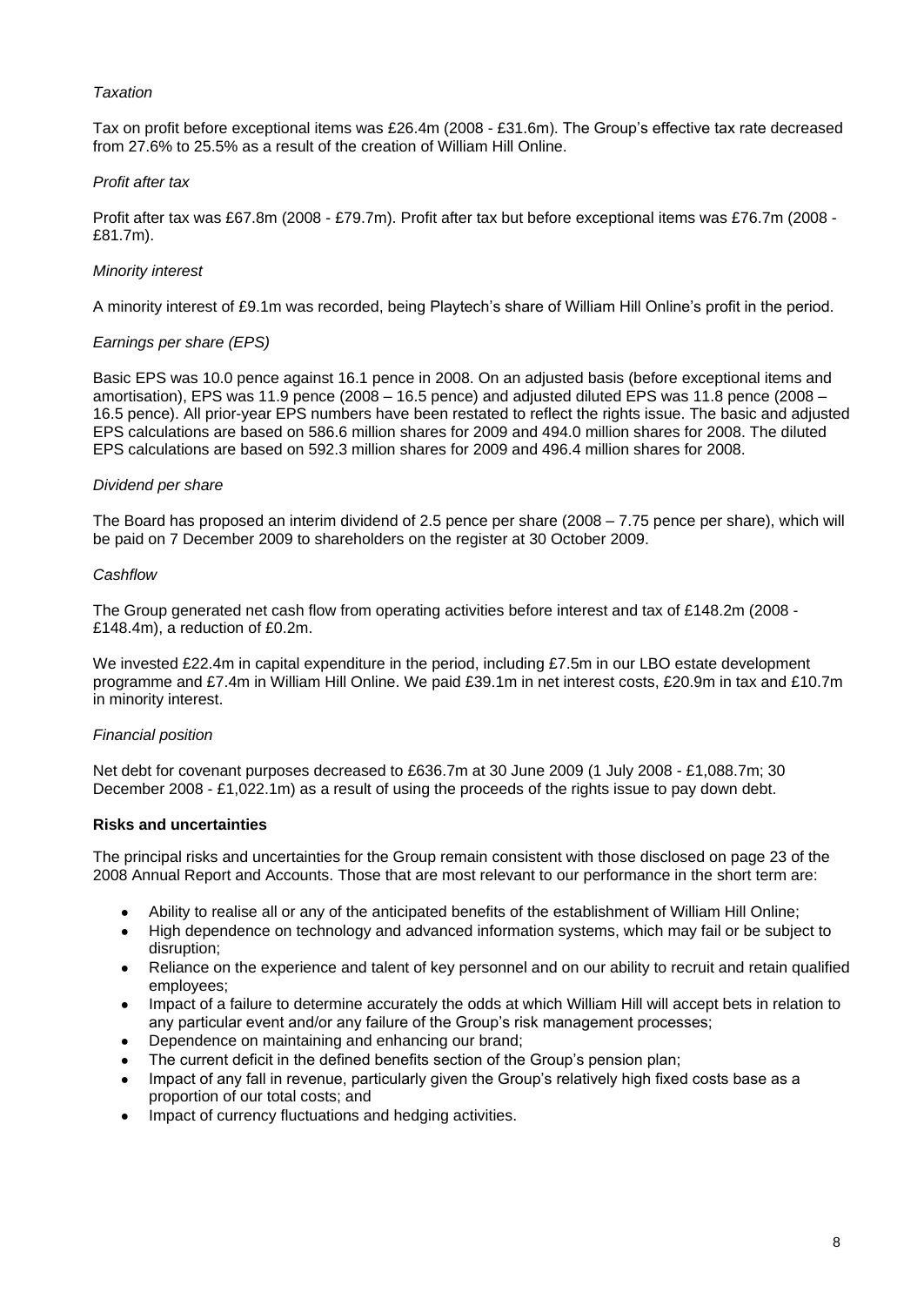*Taxation*

Tax on profit before exceptional items was £26.4m (2008 - £31.6m). The Group's effective tax rate decreased from 27.6% to 25.5% as a result of the creation of William Hill Online.

*Profit after tax*

Profit after tax was £67.8m (2008 - £79.7m). Profit after tax but before exceptional items was £76.7m (2008 - £81.7m).

*Minority interest*

A minority interest of £9.1m was recorded, being Playtech's share of William Hill Online's profit in the period.

*Earnings per share (EPS)*

Basic EPS was 10.0 pence against 16.1 pence in 2008. On an adjusted basis (before exceptional items and amortisation), EPS was 11.9 pence (2008 – 16.5 pence) and adjusted diluted EPS was 11.8 pence (2008 – 16.5 pence). All prior-year EPS numbers have been restated to reflect the rights issue. The basic and adjusted EPS calculations are based on 586.6 million shares for 2009 and 494.0 million shares for 2008. The diluted EPS calculations are based on 592.3 million shares for 2009 and 496.4 million shares for 2008.

*Dividend per share*

The Board has proposed an interim dividend of 2.5 pence per share (2008 – 7.75 pence per share), which will be paid on 7 December 2009 to shareholders on the register at 30 October 2009.

*Cashflow*

The Group generated net cash flow from operating activities before interest and tax of £148.2m (2008 - £148.4m), a reduction of £0.2m.

We invested £22.4m in capital expenditure in the period, including £7.5m in our LBO estate development programme and £7.4m in William Hill Online. We paid £39.1m in net interest costs, £20.9m in tax and £10.7m in minority interest.

*Financial position*

Net debt for covenant purposes decreased to £636.7m at 30 June 2009 (1 July 2008 - £1,088.7m; 30 December 2008 - £1,022.1m) as a result of using the proceeds of the rights issue to pay down debt.

**Risks and uncertainties**

The principal risks and uncertainties for the Group remain consistent with those disclosed on page 23 of the 2008 Annual Report and Accounts. Those that are most relevant to our performance in the short term are:

- Ability to realise all or any of the anticipated benefits of the establishment of William Hill Online;
- High dependence on technology and advanced information systems, which may fail or be subject to disruption;
- Reliance on the experience and talent of key personnel and on our ability to recruit and retain qualified employees;
- Impact of a failure to determine accurately the odds at which William Hill will accept bets in relation to any particular event and/or any failure of the Group's risk management processes;
- Dependence on maintaining and enhancing our brand;
- The current deficit in the defined benefits section of the Group's pension plan;
- Impact of any fall in revenue, particularly given the Group's relatively high fixed costs base as a proportion of our total costs; and
- Impact of currency fluctuations and hedging activities.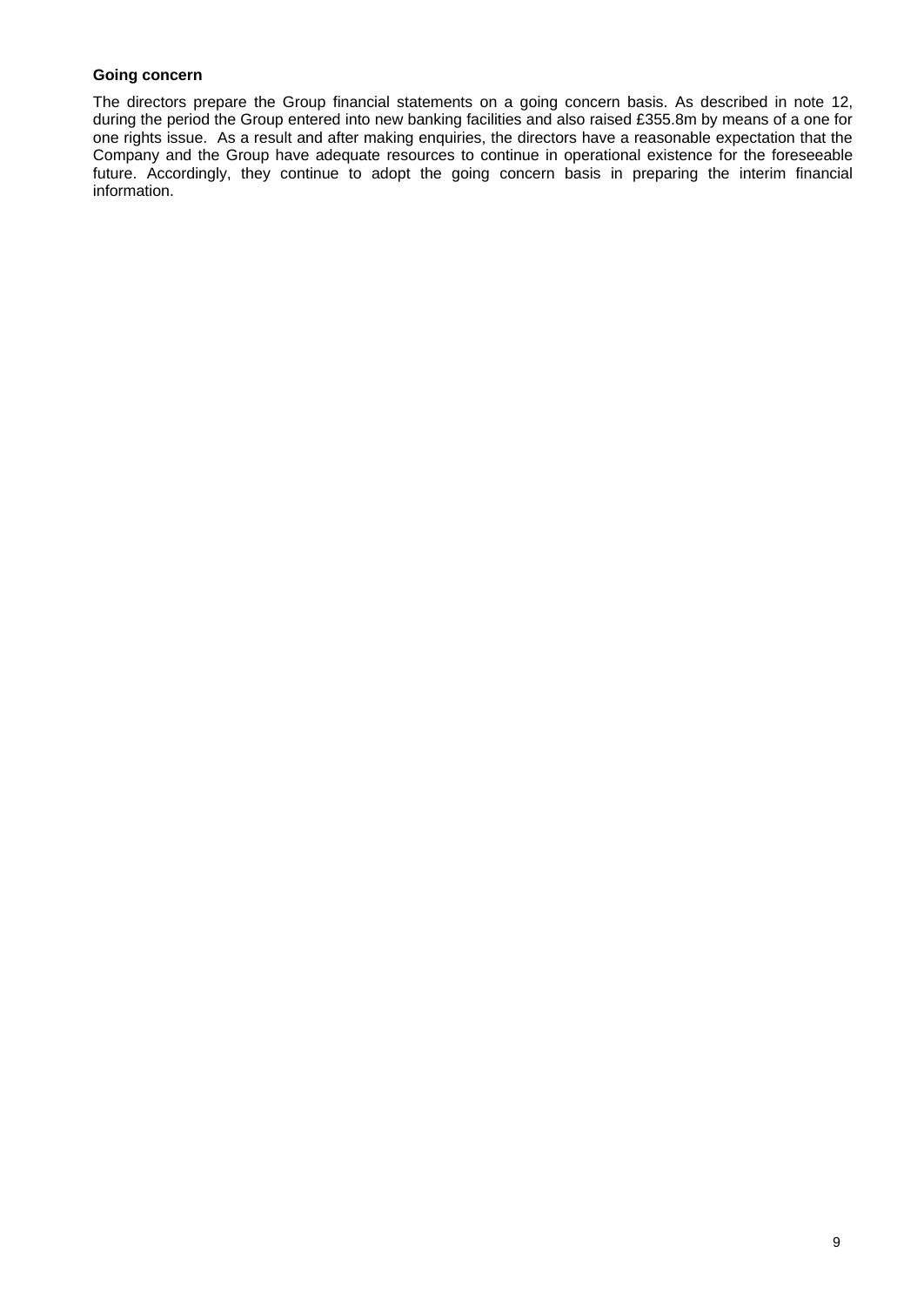**Going concern**

The directors prepare the Group financial statements on a going concern basis. As described in note 12, during the period the Group entered into new banking facilities and also raised £355.8m by means of a one for one rights issue. As a result and after making enquiries, the directors have a reasonable expectation that the Company and the Group have adequate resources to continue in operational existence for the foreseeable future. Accordingly, they continue to adopt the going concern basis in preparing the interim financial information.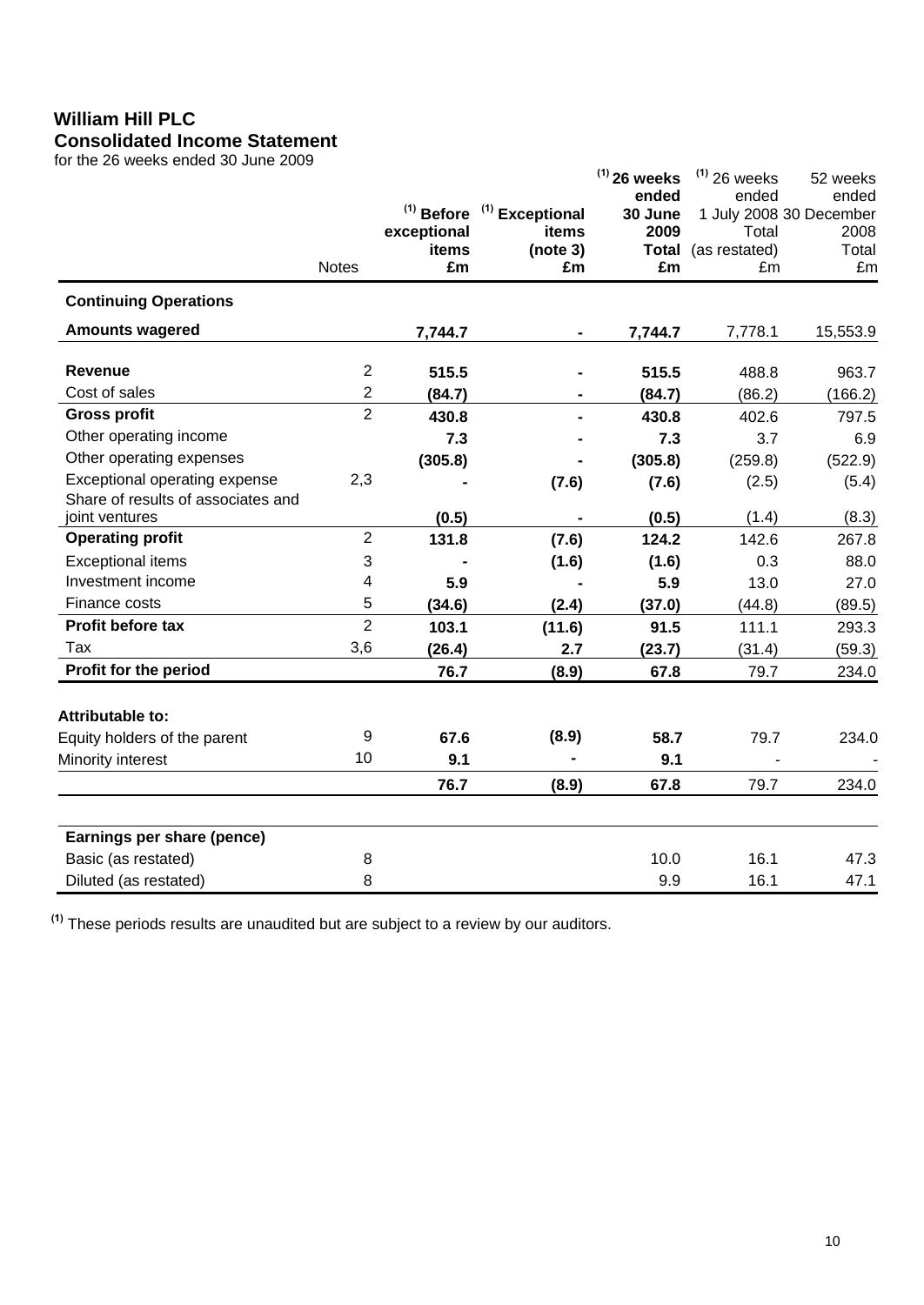# William Hill PLC

## Consolidated Income Statement

for the 26 weeks ended 30 June 2009

| | Notes | [1] **Before exceptional items £m** | [1] **Exceptional items (note 3) £m** | [1] **26 weeks ended 30 June 2009 Total £m** | [1] 26 weeks ended 1 July 2008 Total (as restated) £m | 52 weeks ended 30 December 2008 Total £m |
|---|---|---|---|---|---|---|
| **Continuing Operations** | | | | | | |
| **Amounts wagered** | | **7,744.7** | **-** | **7,744.7** | 7,778.1 | 15,553.9 |
| **Revenue** | 2 | **515.5** | **-** | **515.5** | 488.8 | 963.7 |
| Cost of sales | 2 | **(84.7)** | **-** | **(84.7)** | (86.2) | (166.2) |
| **Gross profit** | 2 | **430.8** | **-** | **430.8** | 402.6 | 797.5 |
| Other operating income | | **7.3** | **-** | **7.3** | 3.7 | 6.9 |
| Other operating expenses | | **(305.8)** | **-** | **(305.8)** | (259.8) | (522.9) |
| Exceptional operating expense | 2,3 | **-** | **(7.6)** | **(7.6)** | (2.5) | (5.4) |
| Share of results of associates and joint ventures | | **(0.5)** | **-** | **(0.5)** | (1.4) | (8.3) |
| **Operating profit** | 2 | **131.8** | **(7.6)** | **124.2** | 142.6 | 267.8 |
| Exceptional items | 3 | **-** | **(1.6)** | **(1.6)** | 0.3 | 88.0 |
| Investment income | 4 | **5.9** | **-** | **5.9** | 13.0 | 27.0 |
| Finance costs | 5 | **(34.6)** | **(2.4)** | **(37.0)** | (44.8) | (89.5) |
| **Profit before tax** | 2 | **103.1** | **(11.6)** | **91.5** | 111.1 | 293.3 |
| Tax | 3,6 | **(26.4)** | **2.7** | **(23.7)** | (31.4) | (59.3) |
| **Profit for the period** | | **76.7** | **(8.9)** | **67.8** | 79.7 | 234.0 |
| **Attributable to:** | | | | | | |
| Equity holders of the parent | 9 | **67.6** | **(8.9)** | **58.7** | 79.7 | 234.0 |
| Minority interest | 10 | **9.1** | **-** | **9.1** | - | - |
| | | **76.7** | **(8.9)** | **67.8** | 79.7 | 234.0 |
| **Earnings per share (pence)** | | | | | | |
| Basic (as restated) | 8 | | | 10.0 | 16.1 | 47.3 |
| Diluted (as restated) | 8 | | | 9.9 | 16.1 | 47.1 |

[1] These periods results are unaudited but are subject to a review by our auditors.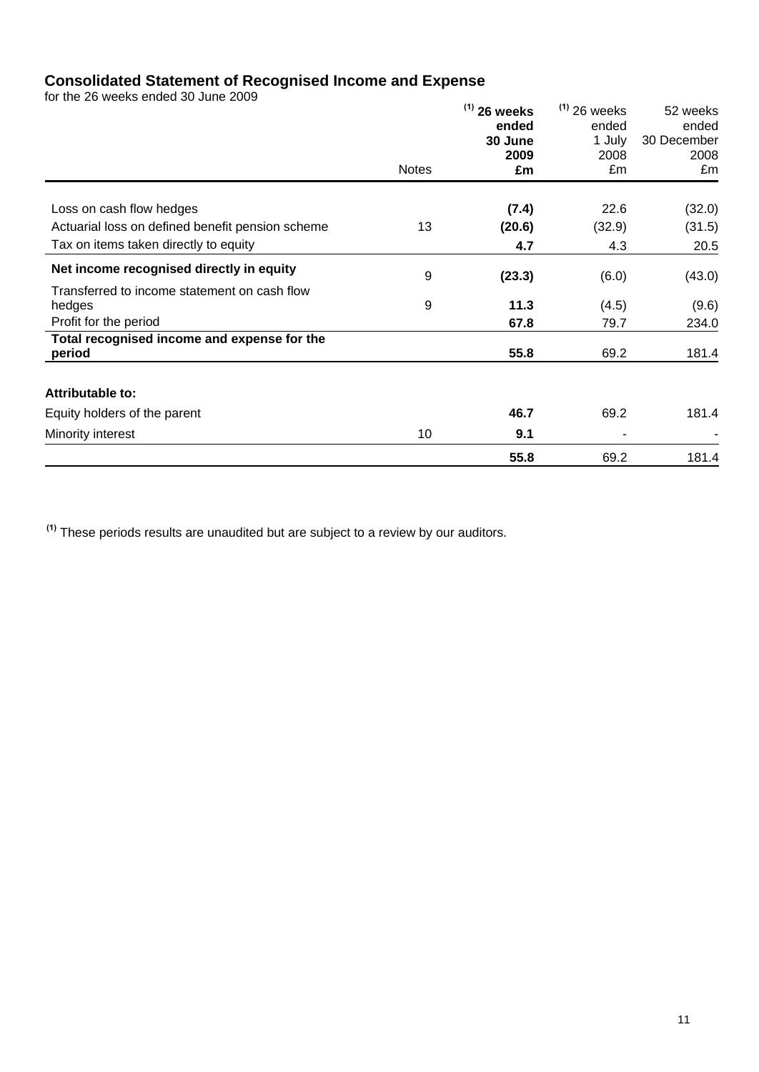## Consolidated Statement of Recognised Income and Expense

for the 26 weeks ended 30 June 2009

| | Notes | [(1)] **26 weeks ended 30 June 2009 £m** | [(1)] 26 weeks ended 1 July 2008 £m | 52 weeks ended 30 December 2008 £m |
|---|---|---|---|---|
| Loss on cash flow hedges | | **(7.4)** | 22.6 | (32.0) |
| Actuarial loss on defined benefit pension scheme | 13 | **(20.6)** | (32.9) | (31.5) |
| Tax on items taken directly to equity | | **4.7** | 4.3 | 20.5 |
| **Net income recognised directly in equity** | 9 | **(23.3)** | (6.0) | (43.0) |
| Transferred to income statement on cash flow hedges | 9 | **11.3** | (4.5) | (9.6) |
| Profit for the period | | **67.8** | 79.7 | 234.0 |
| **Total recognised income and expense for the period** | | **55.8** | 69.2 | 181.4 |
| **Attributable to:** | | | | |
| Equity holders of the parent | | **46.7** | 69.2 | 181.4 |
| Minority interest | 10 | **9.1** | - | - |
| | | **55.8** | 69.2 | 181.4 |

[(1)] These periods results are unaudited but are subject to a review by our auditors.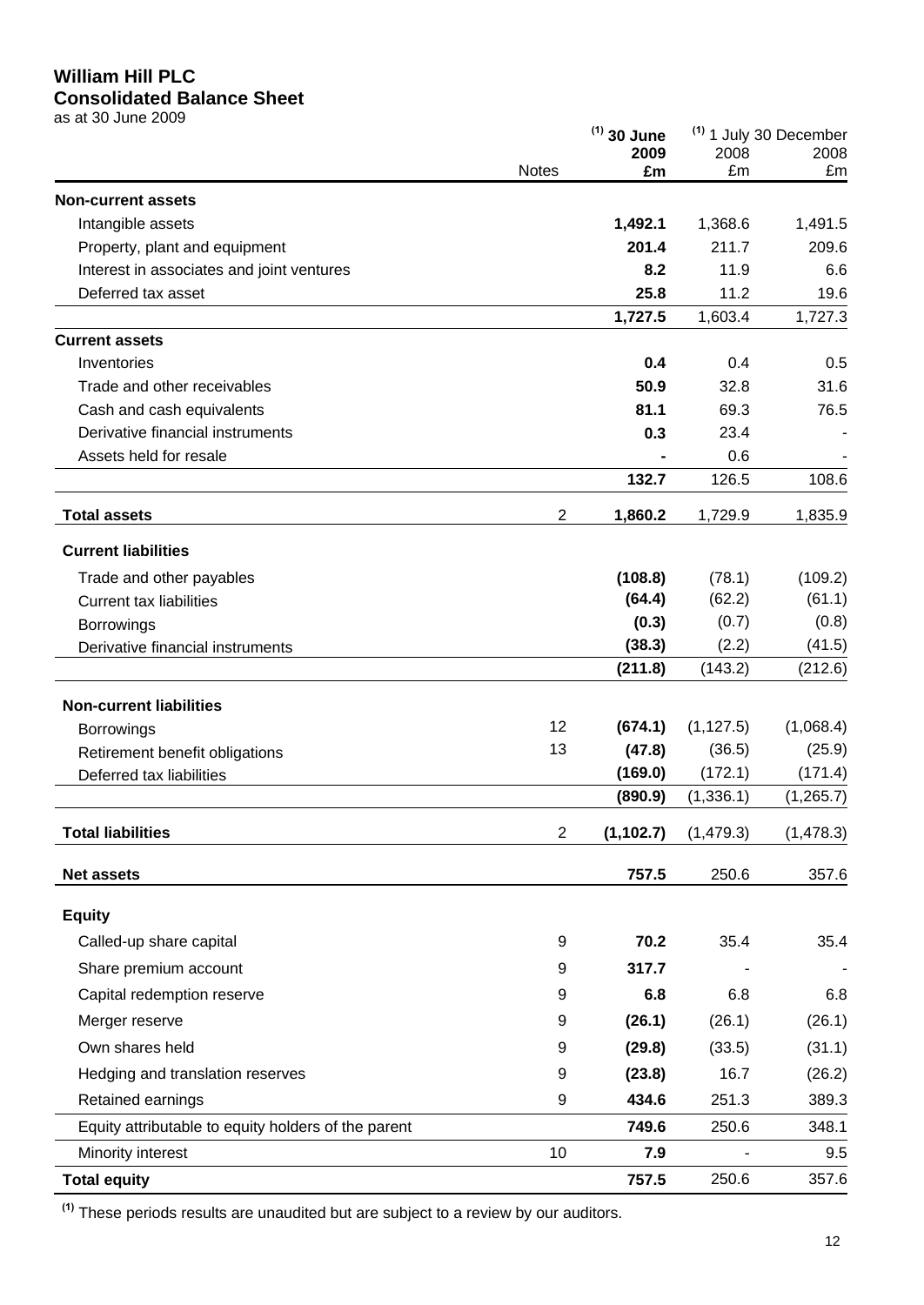# William Hill PLC

## Consolidated Balance Sheet

as at 30 June 2009

| | Notes | [1] 30 June 2009 £m | [1] 1 July 2008 £m | 30 December 2008 £m |
|---|---|---|---|---|
| **Non-current assets** | | | | |
| Intangible assets | | **1,492.1** | 1,368.6 | 1,491.5 |
| Property, plant and equipment | | **201.4** | 211.7 | 209.6 |
| Interest in associates and joint ventures | | **8.2** | 11.9 | 6.6 |
| Deferred tax asset | | **25.8** | 11.2 | 19.6 |
| | | **1,727.5** | 1,603.4 | 1,727.3 |
| **Current assets** | | | | |
| Inventories | | **0.4** | 0.4 | 0.5 |
| Trade and other receivables | | **50.9** | 32.8 | 31.6 |
| Cash and cash equivalents | | **81.1** | 69.3 | 76.5 |
| Derivative financial instruments | | **0.3** | 23.4 | - |
| Assets held for resale | | **-** | 0.6 | - |
| | | **132.7** | 126.5 | 108.6 |
| **Total assets** | 2 | **1,860.2** | 1,729.9 | 1,835.9 |
| **Current liabilities** | | | | |
| Trade and other payables | | **(108.8)** | (78.1) | (109.2) |
| Current tax liabilities | | **(64.4)** | (62.2) | (61.1) |
| Borrowings | | **(0.3)** | (0.7) | (0.8) |
| Derivative financial instruments | | **(38.3)** | (2.2) | (41.5) |
| | | **(211.8)** | (143.2) | (212.6) |
| **Non-current liabilities** | | | | |
| Borrowings | 12 | **(674.1)** | (1,127.5) | (1,068.4) |
| Retirement benefit obligations | 13 | **(47.8)** | (36.5) | (25.9) |
| Deferred tax liabilities | | **(169.0)** | (172.1) | (171.4) |
| | | **(890.9)** | (1,336.1) | (1,265.7) |
| **Total liabilities** | 2 | **(1,102.7)** | (1,479.3) | (1,478.3) |
| **Net assets** | | **757.5** | 250.6 | 357.6 |
| **Equity** | | | | |
| Called-up share capital | 9 | **70.2** | 35.4 | 35.4 |
| Share premium account | 9 | **317.7** | - | - |
| Capital redemption reserve | 9 | **6.8** | 6.8 | 6.8 |
| Merger reserve | 9 | **(26.1)** | (26.1) | (26.1) |
| Own shares held | 9 | **(29.8)** | (33.5) | (31.1) |
| Hedging and translation reserves | 9 | **(23.8)** | 16.7 | (26.2) |
| Retained earnings | 9 | **434.6** | 251.3 | 389.3 |
| Equity attributable to equity holders of the parent | | **749.6** | 250.6 | 348.1 |
| Minority interest | 10 | **7.9** | - | 9.5 |
| **Total equity** | | **757.5** | 250.6 | 357.6 |

[1] These periods results are unaudited but are subject to a review by our auditors.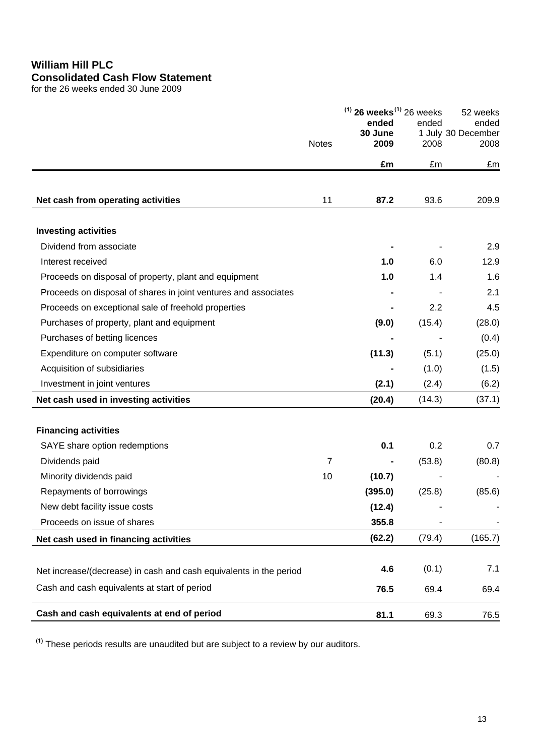# William Hill PLC
## Consolidated Cash Flow Statement
for the 26 weeks ended 30 June 2009

| | Notes | [(1)] **26 weeks ended 30 June 2009** | [(1)] 26 weeks ended 1 July 2008 | 52 weeks ended 30 December 2008 |
|---|---|---|---|---|
| | | **£m** | £m | £m |
| **Net cash from operating activities** | 11 | **87.2** | 93.6 | 209.9 |
| **Investing activities** | | | | |
| Dividend from associate | | **-** | - | 2.9 |
| Interest received | | **1.0** | 6.0 | 12.9 |
| Proceeds on disposal of property, plant and equipment | | **1.0** | 1.4 | 1.6 |
| Proceeds on disposal of shares in joint ventures and associates | | **-** | - | 2.1 |
| Proceeds on exceptional sale of freehold properties | | **-** | 2.2 | 4.5 |
| Purchases of property, plant and equipment | | **(9.0)** | (15.4) | (28.0) |
| Purchases of betting licences | | **-** | - | (0.4) |
| Expenditure on computer software | | **(11.3)** | (5.1) | (25.0) |
| Acquisition of subsidiaries | | **-** | (1.0) | (1.5) |
| Investment in joint ventures | | **(2.1)** | (2.4) | (6.2) |
| **Net cash used in investing activities** | | **(20.4)** | (14.3) | (37.1) |
| **Financing activities** | | | | |
| SAYE share option redemptions | | **0.1** | 0.2 | 0.7 |
| Dividends paid | 7 | **-** | (53.8) | (80.8) |
| Minority dividends paid | 10 | **(10.7)** | - | - |
| Repayments of borrowings | | **(395.0)** | (25.8) | (85.6) |
| New debt facility issue costs | | **(12.4)** | - | - |
| Proceeds on issue of shares | | **355.8** | - | - |
| **Net cash used in financing activities** | | **(62.2)** | (79.4) | (165.7) |
| Net increase/(decrease) in cash and cash equivalents in the period | | **4.6** | (0.1) | 7.1 |
| Cash and cash equivalents at start of period | | **76.5** | 69.4 | 69.4 |
| **Cash and cash equivalents at end of period** | | **81.1** | 69.3 | 76.5 |

[(1)] These periods results are unaudited but are subject to a review by our auditors.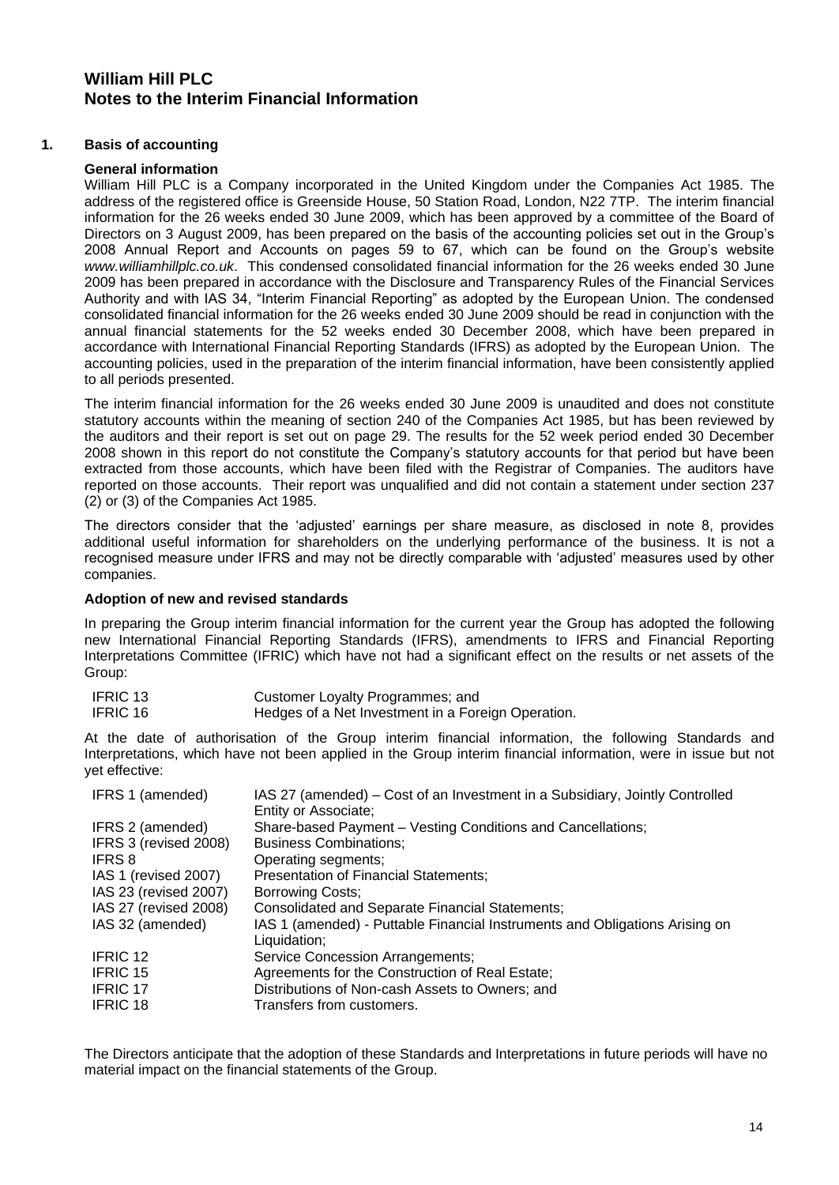# William Hill PLC
# Notes to the Interim Financial Information

## 1. Basis of accounting

### General information

William Hill PLC is a Company incorporated in the United Kingdom under the Companies Act 1985. The address of the registered office is Greenside House, 50 Station Road, London, N22 7TP. The interim financial information for the 26 weeks ended 30 June 2009, which has been approved by a committee of the Board of Directors on 3 August 2009, has been prepared on the basis of the accounting policies set out in the Group's 2008 Annual Report and Accounts on pages 59 to 67, which can be found on the Group's website *www.williamhillplc.co.uk*. This condensed consolidated financial information for the 26 weeks ended 30 June 2009 has been prepared in accordance with the Disclosure and Transparency Rules of the Financial Services Authority and with IAS 34, "Interim Financial Reporting" as adopted by the European Union. The condensed consolidated financial information for the 26 weeks ended 30 June 2009 should be read in conjunction with the annual financial statements for the 52 weeks ended 30 December 2008, which have been prepared in accordance with International Financial Reporting Standards (IFRS) as adopted by the European Union. The accounting policies, used in the preparation of the interim financial information, have been consistently applied to all periods presented.

The interim financial information for the 26 weeks ended 30 June 2009 is unaudited and does not constitute statutory accounts within the meaning of section 240 of the Companies Act 1985, but has been reviewed by the auditors and their report is set out on page 29. The results for the 52 week period ended 30 December 2008 shown in this report do not constitute the Company's statutory accounts for that period but have been extracted from those accounts, which have been filed with the Registrar of Companies. The auditors have reported on those accounts. Their report was unqualified and did not contain a statement under section 237 (2) or (3) of the Companies Act 1985.

The directors consider that the 'adjusted' earnings per share measure, as disclosed in note 8, provides additional useful information for shareholders on the underlying performance of the business. It is not a recognised measure under IFRS and may not be directly comparable with 'adjusted' measures used by other companies.

### Adoption of new and revised standards

In preparing the Group interim financial information for the current year the Group has adopted the following new International Financial Reporting Standards (IFRS), amendments to IFRS and Financial Reporting Interpretations Committee (IFRIC) which have not had a significant effect on the results or net assets of the Group:

| | |
|---|---|
| IFRIC 13 | Customer Loyalty Programmes; and |
| IFRIC 16 | Hedges of a Net Investment in a Foreign Operation. |

At the date of authorisation of the Group interim financial information, the following Standards and Interpretations, which have not been applied in the Group interim financial information, were in issue but not yet effective:

| | |
|---|---|
| IFRS 1 (amended) | IAS 27 (amended) – Cost of an Investment in a Subsidiary, Jointly Controlled Entity or Associate; |
| IFRS 2 (amended) | Share-based Payment – Vesting Conditions and Cancellations; |
| IFRS 3 (revised 2008) | Business Combinations; |
| IFRS 8 | Operating segments; |
| IAS 1 (revised 2007) | Presentation of Financial Statements; |
| IAS 23 (revised 2007) | Borrowing Costs; |
| IAS 27 (revised 2008) | Consolidated and Separate Financial Statements; |
| IAS 32 (amended) | IAS 1 (amended) - Puttable Financial Instruments and Obligations Arising on Liquidation; |
| IFRIC 12 | Service Concession Arrangements; |
| IFRIC 15 | Agreements for the Construction of Real Estate; |
| IFRIC 17 | Distributions of Non-cash Assets to Owners; and |
| IFRIC 18 | Transfers from customers. |

The Directors anticipate that the adoption of these Standards and Interpretations in future periods will have no material impact on the financial statements of the Group.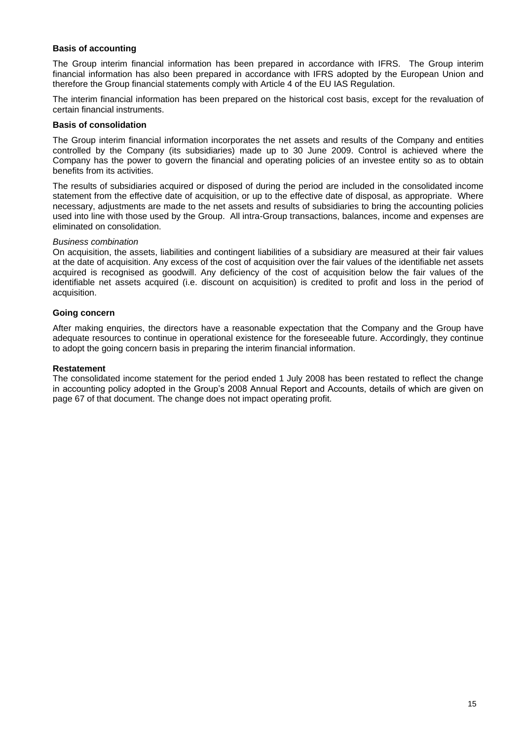**Basis of accounting**

The Group interim financial information has been prepared in accordance with IFRS. The Group interim financial information has also been prepared in accordance with IFRS adopted by the European Union and therefore the Group financial statements comply with Article 4 of the EU IAS Regulation.

The interim financial information has been prepared on the historical cost basis, except for the revaluation of certain financial instruments.

**Basis of consolidation**

The Group interim financial information incorporates the net assets and results of the Company and entities controlled by the Company (its subsidiaries) made up to 30 June 2009. Control is achieved where the Company has the power to govern the financial and operating policies of an investee entity so as to obtain benefits from its activities.

The results of subsidiaries acquired or disposed of during the period are included in the consolidated income statement from the effective date of acquisition, or up to the effective date of disposal, as appropriate. Where necessary, adjustments are made to the net assets and results of subsidiaries to bring the accounting policies used into line with those used by the Group. All intra-Group transactions, balances, income and expenses are eliminated on consolidation.

*Business combination*

On acquisition, the assets, liabilities and contingent liabilities of a subsidiary are measured at their fair values at the date of acquisition. Any excess of the cost of acquisition over the fair values of the identifiable net assets acquired is recognised as goodwill. Any deficiency of the cost of acquisition below the fair values of the identifiable net assets acquired (i.e. discount on acquisition) is credited to profit and loss in the period of acquisition.

**Going concern**

After making enquiries, the directors have a reasonable expectation that the Company and the Group have adequate resources to continue in operational existence for the foreseeable future. Accordingly, they continue to adopt the going concern basis in preparing the interim financial information.

**Restatement**

The consolidated income statement for the period ended 1 July 2008 has been restated to reflect the change in accounting policy adopted in the Group's 2008 Annual Report and Accounts, details of which are given on page 67 of that document. The change does not impact operating profit.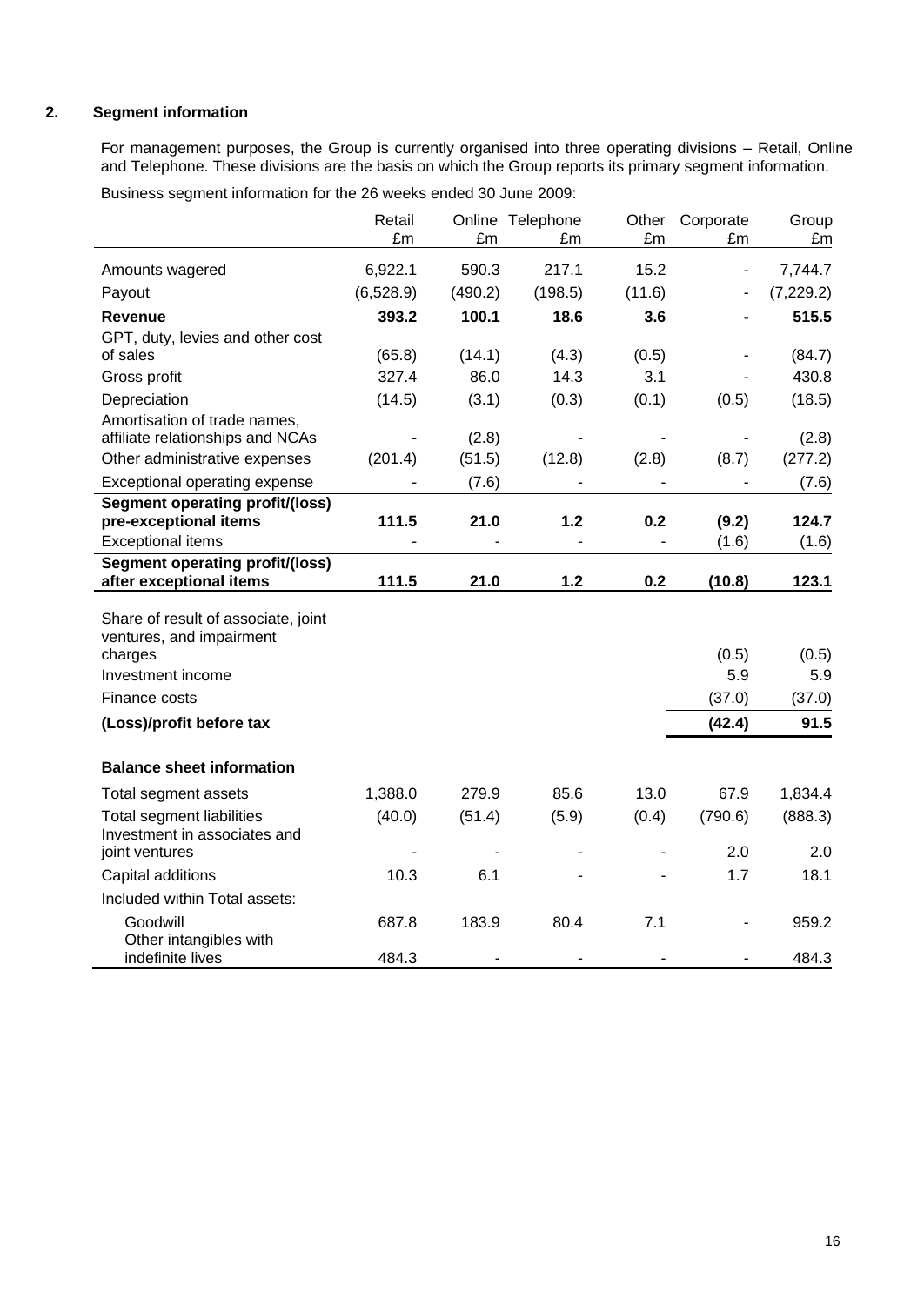## 2. Segment information

For management purposes, the Group is currently organised into three operating divisions – Retail, Online and Telephone. These divisions are the basis on which the Group reports its primary segment information.

Business segment information for the 26 weeks ended 30 June 2009:

| | Retail £m | Online £m | Telephone £m | Other £m | Corporate £m | Group £m |
|---|---|---|---|---|---|---|
| Amounts wagered | 6,922.1 | 590.3 | 217.1 | 15.2 | - | 7,744.7 |
| Payout | (6,528.9) | (490.2) | (198.5) | (11.6) | - | (7,229.2) |
| **Revenue** | **393.2** | **100.1** | **18.6** | **3.6** | **-** | **515.5** |
| GPT, duty, levies and other cost of sales | (65.8) | (14.1) | (4.3) | (0.5) | - | (84.7) |
| Gross profit | 327.4 | 86.0 | 14.3 | 3.1 | - | 430.8 |
| Depreciation | (14.5) | (3.1) | (0.3) | (0.1) | (0.5) | (18.5) |
| Amortisation of trade names, affiliate relationships and NCAs | - | (2.8) | - | - | - | (2.8) |
| Other administrative expenses | (201.4) | (51.5) | (12.8) | (2.8) | (8.7) | (277.2) |
| Exceptional operating expense | - | (7.6) | - | - | - | (7.6) |
| **Segment operating profit/(loss) pre-exceptional items** | **111.5** | **21.0** | **1.2** | **0.2** | **(9.2)** | **124.7** |
| Exceptional items | - | - | - | - | (1.6) | (1.6) |
| **Segment operating profit/(loss) after exceptional items** | **111.5** | **21.0** | **1.2** | **0.2** | **(10.8)** | **123.1** |
| Share of result of associate, joint ventures, and impairment charges | | | | | (0.5) | (0.5) |
| Investment income | | | | | 5.9 | 5.9 |
| Finance costs | | | | | (37.0) | (37.0) |
| **(Loss)/profit before tax** | | | | | **(42.4)** | **91.5** |
| **Balance sheet information** | | | | | | |
| Total segment assets | 1,388.0 | 279.9 | 85.6 | 13.0 | 67.9 | 1,834.4 |
| Total segment liabilities | (40.0) | (51.4) | (5.9) | (0.4) | (790.6) | (888.3) |
| Investment in associates and joint ventures | - | - | - | - | 2.0 | 2.0 |
| Capital additions | 10.3 | 6.1 | - | - | 1.7 | 18.1 |
| Included within Total assets: | | | | | | |
| Goodwill | 687.8 | 183.9 | 80.4 | 7.1 | - | 959.2 |
| Other intangibles with indefinite lives | 484.3 | - | - | - | - | 484.3 |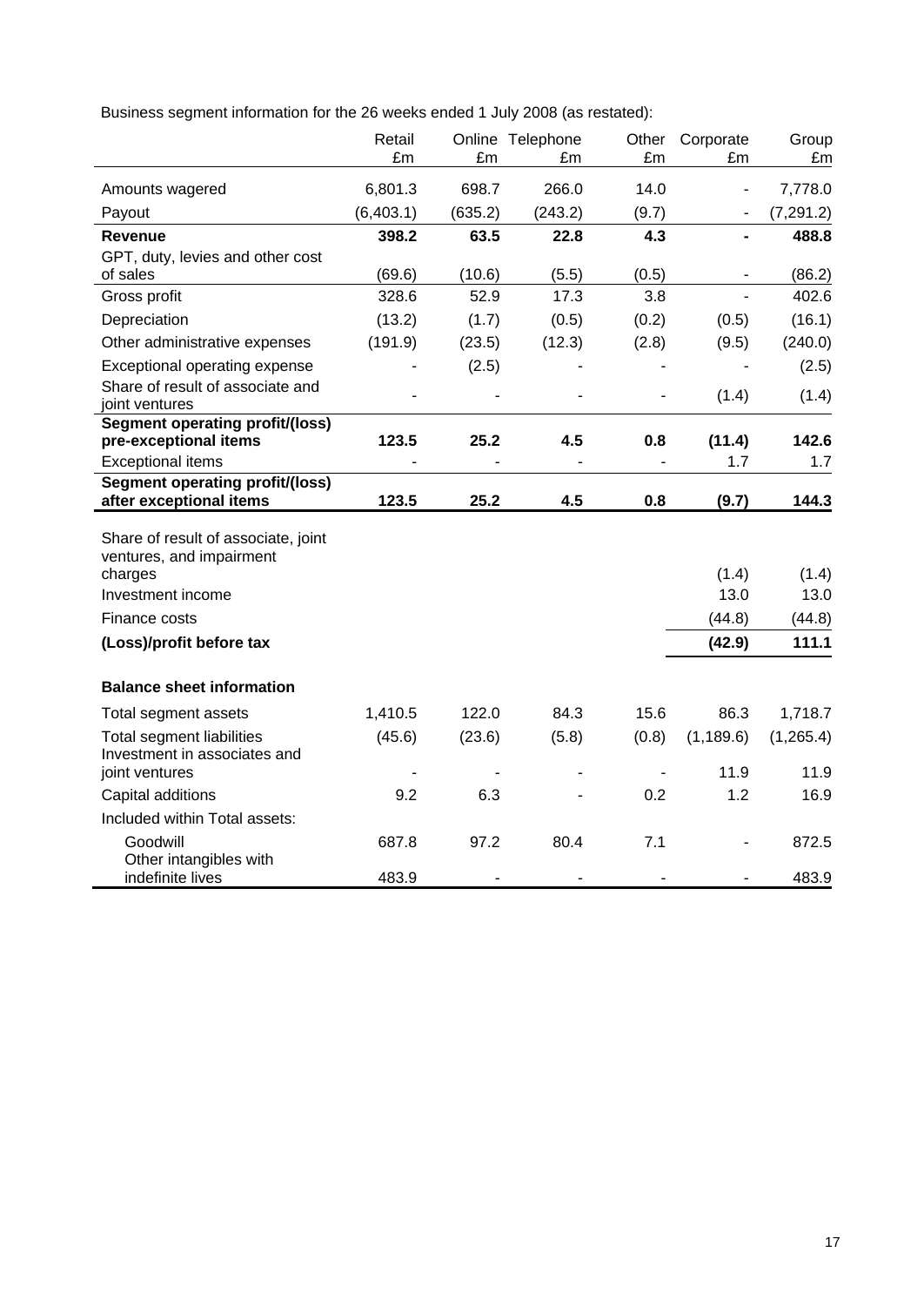Business segment information for the 26 weeks ended 1 July 2008 (as restated):

| | Retail £m | Online £m | Telephone £m | Other £m | Corporate £m | Group £m |
|---|---|---|---|---|---|---|
| Amounts wagered | 6,801.3 | 698.7 | 266.0 | 14.0 | - | 7,778.0 |
| Payout | (6,403.1) | (635.2) | (243.2) | (9.7) | - | (7,291.2) |
| **Revenue** | **398.2** | **63.5** | **22.8** | **4.3** | **-** | **488.8** |
| GPT, duty, levies and other cost of sales | (69.6) | (10.6) | (5.5) | (0.5) | - | (86.2) |
| Gross profit | 328.6 | 52.9 | 17.3 | 3.8 | - | 402.6 |
| Depreciation | (13.2) | (1.7) | (0.5) | (0.2) | (0.5) | (16.1) |
| Other administrative expenses | (191.9) | (23.5) | (12.3) | (2.8) | (9.5) | (240.0) |
| Exceptional operating expense | - | (2.5) | - | - | - | (2.5) |
| Share of result of associate and joint ventures | - | - | - | - | (1.4) | (1.4) |
| **Segment operating profit/(loss) pre-exceptional items** | **123.5** | **25.2** | **4.5** | **0.8** | **(11.4)** | **142.6** |
| Exceptional items | - | - | - | - | 1.7 | 1.7 |
| **Segment operating profit/(loss) after exceptional items** | **123.5** | **25.2** | **4.5** | **0.8** | **(9.7)** | **144.3** |
| Share of result of associate, joint ventures, and impairment charges | | | | | (1.4) | (1.4) |
| Investment income | | | | | 13.0 | 13.0 |
| Finance costs | | | | | (44.8) | (44.8) |
| **(Loss)/profit before tax** | | | | | **(42.9)** | **111.1** |
| **Balance sheet information** | | | | | | |
| Total segment assets | 1,410.5 | 122.0 | 84.3 | 15.6 | 86.3 | 1,718.7 |
| Total segment liabilities | (45.6) | (23.6) | (5.8) | (0.8) | (1,189.6) | (1,265.4) |
| Investment in associates and joint ventures | - | - | - | - | 11.9 | 11.9 |
| Capital additions | 9.2 | 6.3 | - | 0.2 | 1.2 | 16.9 |
| Included within Total assets: | | | | | | |
| Goodwill | 687.8 | 97.2 | 80.4 | 7.1 | - | 872.5 |
| Other intangibles with indefinite lives | 483.9 | - | - | - | - | 483.9 |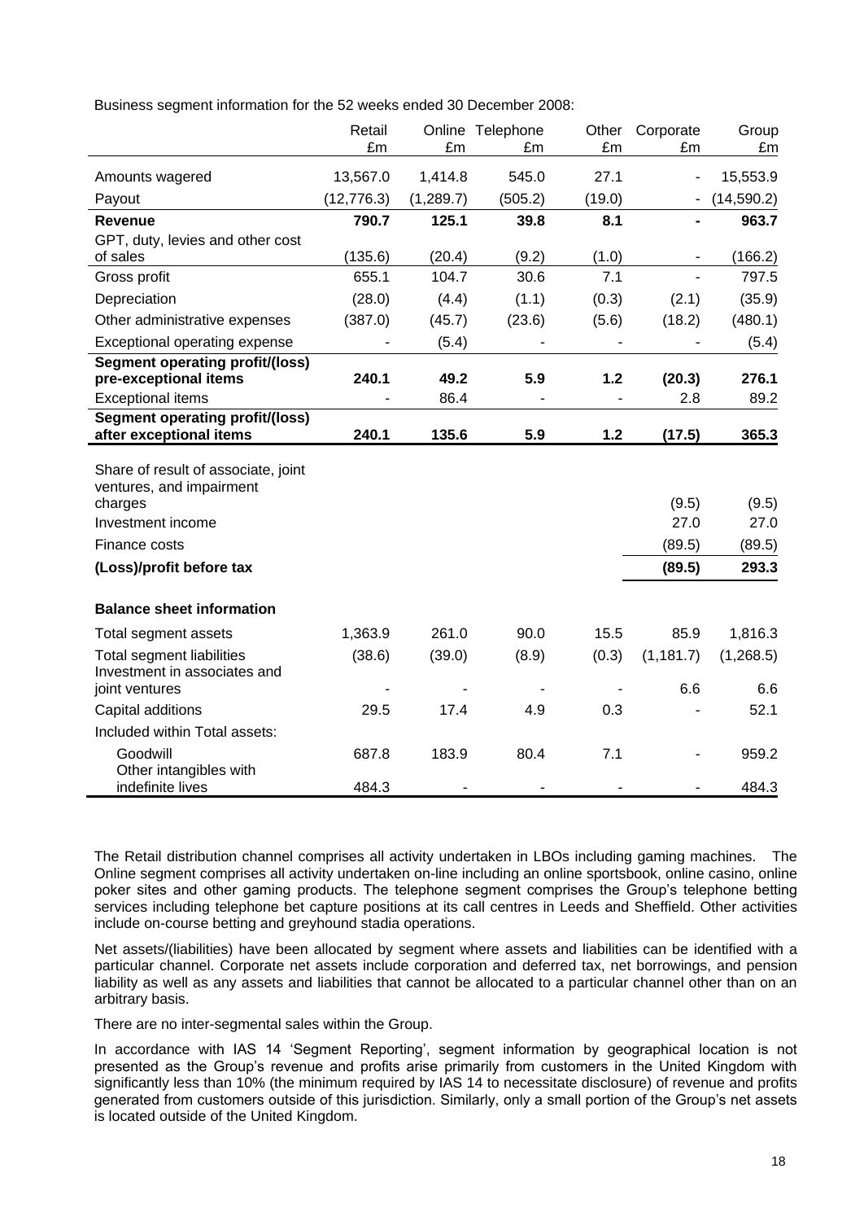Business segment information for the 52 weeks ended 30 December 2008:

| | Retail £m | Online £m | Telephone £m | Other £m | Corporate £m | Group £m |
|---|---|---|---|---|---|---|
| Amounts wagered | 13,567.0 | 1,414.8 | 545.0 | 27.1 | - | 15,553.9 |
| Payout | (12,776.3) | (1,289.7) | (505.2) | (19.0) | - | (14,590.2) |
| **Revenue** | **790.7** | **125.1** | **39.8** | **8.1** | **-** | **963.7** |
| GPT, duty, levies and other cost of sales | (135.6) | (20.4) | (9.2) | (1.0) | - | (166.2) |
| Gross profit | 655.1 | 104.7 | 30.6 | 7.1 | - | 797.5 |
| Depreciation | (28.0) | (4.4) | (1.1) | (0.3) | (2.1) | (35.9) |
| Other administrative expenses | (387.0) | (45.7) | (23.6) | (5.6) | (18.2) | (480.1) |
| Exceptional operating expense | - | (5.4) | - | - | - | (5.4) |
| **Segment operating profit/(loss) pre-exceptional items** | **240.1** | **49.2** | **5.9** | **1.2** | **(20.3)** | **276.1** |
| Exceptional items | - | 86.4 | - | - | 2.8 | 89.2 |
| **Segment operating profit/(loss) after exceptional items** | **240.1** | **135.6** | **5.9** | **1.2** | **(17.5)** | **365.3** |
| Share of result of associate, joint ventures, and impairment charges | | | | | (9.5) | (9.5) |
| Investment income | | | | | 27.0 | 27.0 |
| Finance costs | | | | | (89.5) | (89.5) |
| **(Loss)/profit before tax** | | | | | **(89.5)** | **293.3** |
| **Balance sheet information** | | | | | | |
| Total segment assets | 1,363.9 | 261.0 | 90.0 | 15.5 | 85.9 | 1,816.3 |
| Total segment liabilities | (38.6) | (39.0) | (8.9) | (0.3) | (1,181.7) | (1,268.5) |
| Investment in associates and joint ventures | - | - | - | - | 6.6 | 6.6 |
| Capital additions | 29.5 | 17.4 | 4.9 | 0.3 | - | 52.1 |
| Included within Total assets: | | | | | | |
| Goodwill | 687.8 | 183.9 | 80.4 | 7.1 | - | 959.2 |
| Other intangibles with indefinite lives | 484.3 | - | - | - | - | 484.3 |

The Retail distribution channel comprises all activity undertaken in LBOs including gaming machines. The Online segment comprises all activity undertaken on-line including an online sportsbook, online casino, online poker sites and other gaming products. The telephone segment comprises the Group's telephone betting services including telephone bet capture positions at its call centres in Leeds and Sheffield. Other activities include on-course betting and greyhound stadia operations.

Net assets/(liabilities) have been allocated by segment where assets and liabilities can be identified with a particular channel. Corporate net assets include corporation and deferred tax, net borrowings, and pension liability as well as any assets and liabilities that cannot be allocated to a particular channel other than on an arbitrary basis.

There are no inter-segmental sales within the Group.

In accordance with IAS 14 'Segment Reporting', segment information by geographical location is not presented as the Group's revenue and profits arise primarily from customers in the United Kingdom with significantly less than 10% (the minimum required by IAS 14 to necessitate disclosure) of revenue and profits generated from customers outside of this jurisdiction. Similarly, only a small portion of the Group's net assets is located outside of the United Kingdom.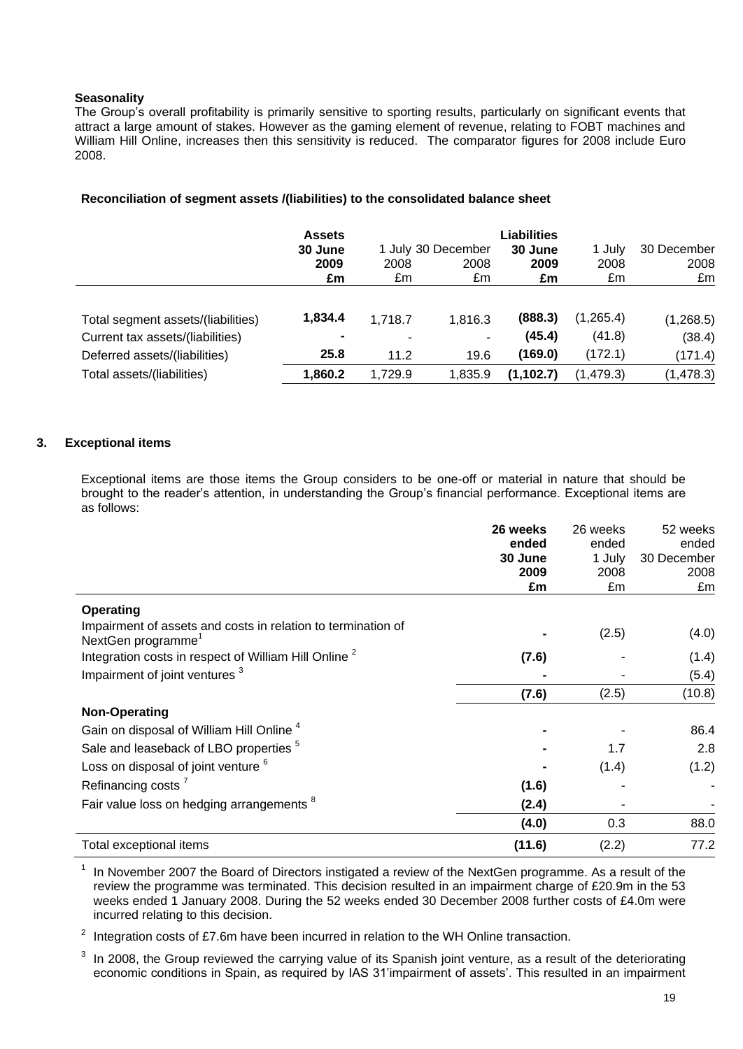**Seasonality**

The Group's overall profitability is primarily sensitive to sporting results, particularly on significant events that attract a large amount of stakes. However as the gaming element of revenue, relating to FOBT machines and William Hill Online, increases then this sensitivity is reduced. The comparator figures for 2008 include Euro 2008.

**Reconciliation of segment assets /(liabilities) to the consolidated balance sheet**

| | **Assets** | | | **Liabilities** | | |
|---|---|---|---|---|---|---|
| | **30 June 2009** | 1 July 2008 | 30 December 2008 | **30 June 2009** | 1 July 2008 | 30 December 2008 |
| | **£m** | £m | £m | **£m** | £m | £m |
| Total segment assets/(liabilities) | **1,834.4** | 1,718.7 | 1,816.3 | **(888.3)** | (1,265.4) | (1,268.5) |
| Current tax assets/(liabilities) | **-** | - | - | **(45.4)** | (41.8) | (38.4) |
| Deferred assets/(liabilities) | **25.8** | 11.2 | 19.6 | **(169.0)** | (172.1) | (171.4) |
| Total assets/(liabilities) | **1,860.2** | 1,729.9 | 1,835.9 | **(1,102.7)** | (1,479.3) | (1,478.3) |

## 3. Exceptional items

Exceptional items are those items the Group considers to be one-off or material in nature that should be brought to the reader's attention, in understanding the Group's financial performance. Exceptional items are as follows:

| | **26 weeks ended 30 June 2009** | 26 weeks ended 1 July 2008 | 52 weeks ended 30 December 2008 |
|---|---|---|---|
| | **£m** | £m | £m |
| **Operating** | | | |
| Impairment of assets and costs in relation to termination of NextGen programme[1] | **-** | (2.5) | (4.0) |
| Integration costs in respect of William Hill Online [2] | **(7.6)** | - | (1.4) |
| Impairment of joint ventures [3] | **-** | - | (5.4) |
| | **(7.6)** | (2.5) | (10.8) |
| **Non-Operating** | | | |
| Gain on disposal of William Hill Online [4] | **-** | - | 86.4 |
| Sale and leaseback of LBO properties [5] | **-** | 1.7 | 2.8 |
| Loss on disposal of joint venture [6] | **-** | (1.4) | (1.2) |
| Refinancing costs [7] | **(1.6)** | - | - |
| Fair value loss on hedging arrangements [8] | **(2.4)** | - | - |
| | **(4.0)** | 0.3 | 88.0 |
| Total exceptional items | **(11.6)** | (2.2) | 77.2 |

[1] In November 2007 the Board of Directors instigated a review of the NextGen programme. As a result of the review the programme was terminated. This decision resulted in an impairment charge of £20.9m in the 53 weeks ended 1 January 2008. During the 52 weeks ended 30 December 2008 further costs of £4.0m were incurred relating to this decision.

[2] Integration costs of £7.6m have been incurred in relation to the WH Online transaction.

[3] In 2008, the Group reviewed the carrying value of its Spanish joint venture, as a result of the deteriorating economic conditions in Spain, as required by IAS 31'impairment of assets'. This resulted in an impairment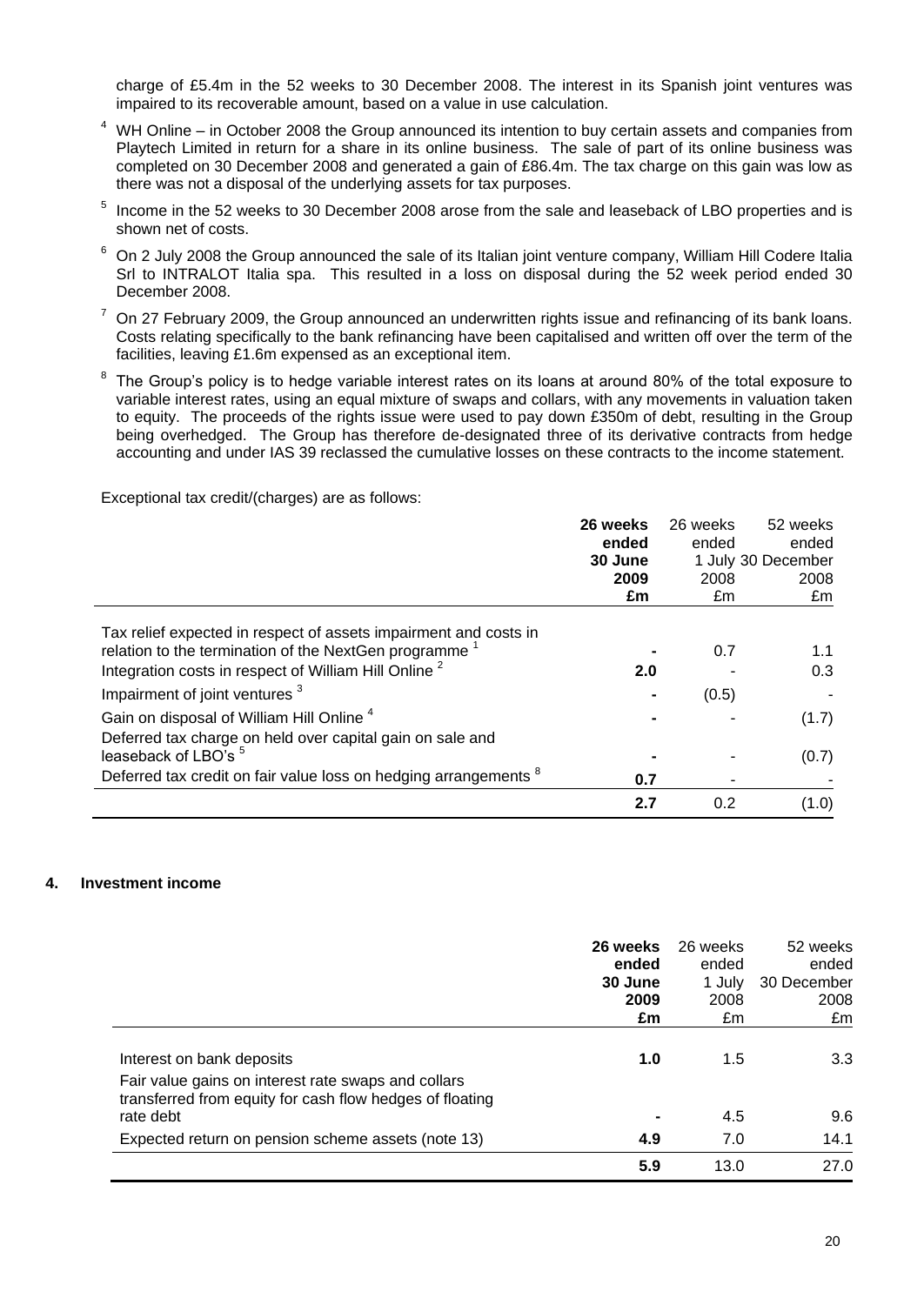charge of £5.4m in the 52 weeks to 30 December 2008. The interest in its Spanish joint ventures was impaired to its recoverable amount, based on a value in use calculation.

[4] WH Online – in October 2008 the Group announced its intention to buy certain assets and companies from Playtech Limited in return for a share in its online business. The sale of part of its online business was completed on 30 December 2008 and generated a gain of £86.4m. The tax charge on this gain was low as there was not a disposal of the underlying assets for tax purposes.

[5] Income in the 52 weeks to 30 December 2008 arose from the sale and leaseback of LBO properties and is shown net of costs.

[6] On 2 July 2008 the Group announced the sale of its Italian joint venture company, William Hill Codere Italia Srl to INTRALOT Italia spa. This resulted in a loss on disposal during the 52 week period ended 30 December 2008.

[7] On 27 February 2009, the Group announced an underwritten rights issue and refinancing of its bank loans. Costs relating specifically to the bank refinancing have been capitalised and written off over the term of the facilities, leaving £1.6m expensed as an exceptional item.

[8] The Group's policy is to hedge variable interest rates on its loans at around 80% of the total exposure to variable interest rates, using an equal mixture of swaps and collars, with any movements in valuation taken to equity. The proceeds of the rights issue were used to pay down £350m of debt, resulting in the Group being overhedged. The Group has therefore de-designated three of its derivative contracts from hedge accounting and under IAS 39 reclassed the cumulative losses on these contracts to the income statement.

Exceptional tax credit/(charges) are as follows:

| | **26 weeks ended 30 June 2009 £m** | 26 weeks ended 1 July 2008 £m | 52 weeks ended 30 December 2008 £m |
|---|---|---|---|
| Tax relief expected in respect of assets impairment and costs in relation to the termination of the NextGen programme [1] | **-** | 0.7 | 1.1 |
| Integration costs in respect of William Hill Online [2] | **2.0** | - | 0.3 |
| Impairment of joint ventures [3] | **-** | (0.5) | - |
| Gain on disposal of William Hill Online [4] | **-** | - | (1.7) |
| Deferred tax charge on held over capital gain on sale and leaseback of LBO's [5] | **-** | - | (0.7) |
| Deferred tax credit on fair value loss on hedging arrangements [8] | **0.7** | - | - |
| | **2.7** | 0.2 | (1.0) |

## 4. Investment income

| | **26 weeks ended 30 June 2009 £m** | 26 weeks ended 1 July 2008 £m | 52 weeks ended 30 December 2008 £m |
|---|---|---|---|
| Interest on bank deposits | **1.0** | 1.5 | 3.3 |
| Fair value gains on interest rate swaps and collars transferred from equity for cash flow hedges of floating rate debt | **-** | 4.5 | 9.6 |
| Expected return on pension scheme assets (note 13) | **4.9** | 7.0 | 14.1 |
| | **5.9** | 13.0 | 27.0 |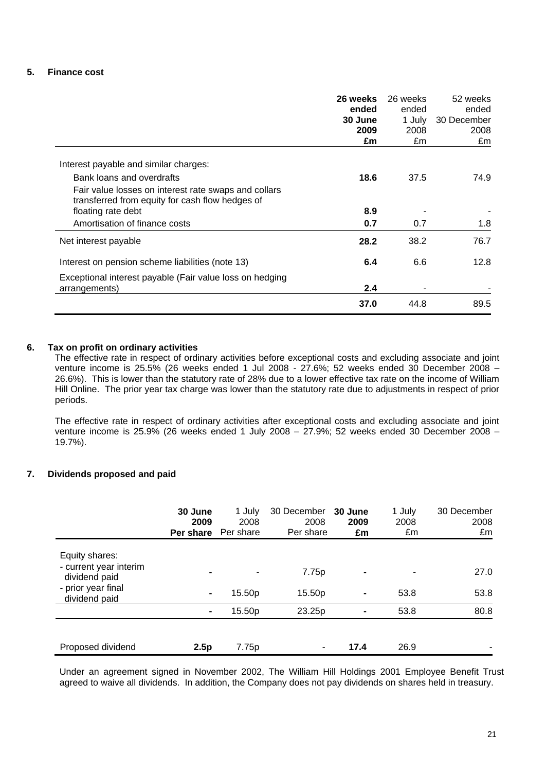## 5. Finance cost

| | **26 weeks ended 30 June 2009 £m** | 26 weeks ended 1 July 2008 £m | 52 weeks ended 30 December 2008 £m |
|---|---|---|---|
| Interest payable and similar charges: | | | |
| Bank loans and overdrafts | **18.6** | 37.5 | 74.9 |
| Fair value losses on interest rate swaps and collars transferred from equity for cash flow hedges of floating rate debt | **8.9** | - | - |
| Amortisation of finance costs | **0.7** | 0.7 | 1.8 |
| Net interest payable | **28.2** | 38.2 | 76.7 |
| Interest on pension scheme liabilities (note 13) | **6.4** | 6.6 | 12.8 |
| Exceptional interest payable (Fair value loss on hedging arrangements) | **2.4** | - | - |
| | **37.0** | 44.8 | 89.5 |

## 6. Tax on profit on ordinary activities

The effective rate in respect of ordinary activities before exceptional costs and excluding associate and joint venture income is 25.5% (26 weeks ended 1 Jul 2008 - 27.6%; 52 weeks ended 30 December 2008 – 26.6%). This is lower than the statutory rate of 28% due to a lower effective tax rate on the income of William Hill Online. The prior year tax charge was lower than the statutory rate due to adjustments in respect of prior periods.

The effective rate in respect of ordinary activities after exceptional costs and excluding associate and joint venture income is 25.9% (26 weeks ended 1 July 2008 – 27.9%; 52 weeks ended 30 December 2008 – 19.7%).

## 7. Dividends proposed and paid

| | **30 June 2009 Per share** | 1 July 2008 Per share | 30 December 2008 Per share | **30 June 2009 £m** | 1 July 2008 £m | 30 December 2008 £m |
|---|---|---|---|---|---|---|
| Equity shares: | | | | | | |
| - current year interim dividend paid | **-** | - | 7.75p | **-** | - | 27.0 |
| - prior year final dividend paid | **-** | 15.50p | 15.50p | **-** | 53.8 | 53.8 |
| | **-** | 15.50p | 23.25p | **-** | 53.8 | 80.8 |
| Proposed dividend | **2.5p** | 7.75p | - | **17.4** | 26.9 | - |

Under an agreement signed in November 2002, The William Hill Holdings 2001 Employee Benefit Trust agreed to waive all dividends. In addition, the Company does not pay dividends on shares held in treasury.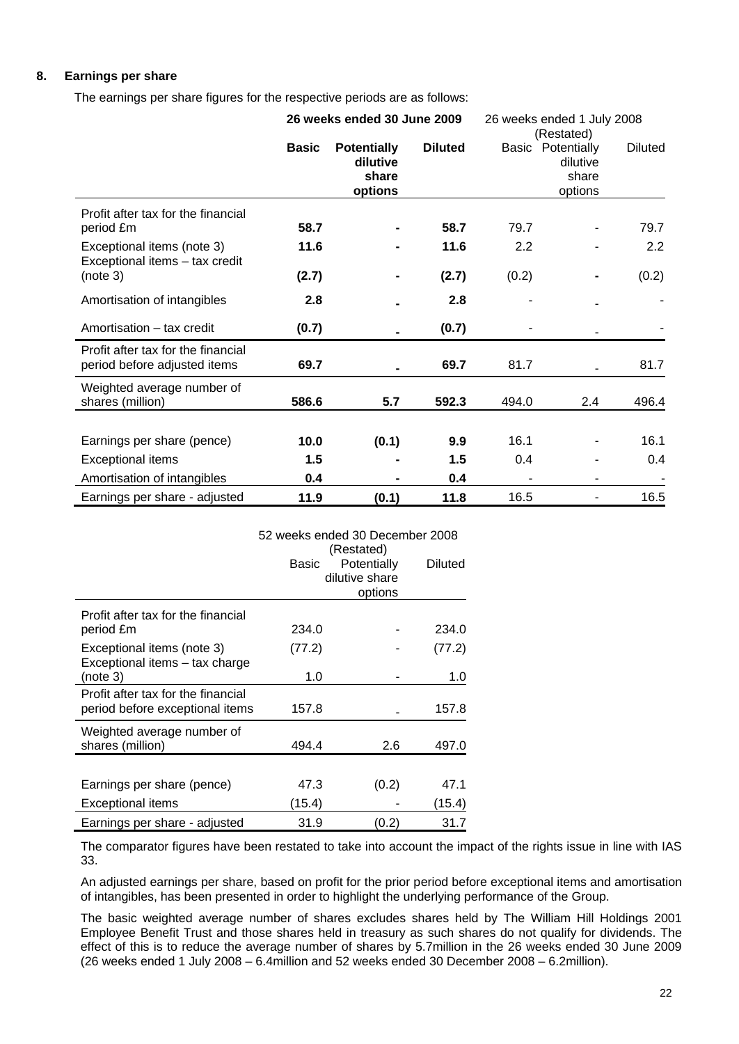## 8. Earnings per share

The earnings per share figures for the respective periods are as follows:

| | **26 weeks ended 30 June 2009** | | | 26 weeks ended 1 July 2008 (Restated) | | |
|---|---|---|---|---|---|---|
| | **Basic** | **Potentially dilutive share options** | **Diluted** | Basic | Potentially dilutive share options | Diluted |
| Profit after tax for the financial period £m | **58.7** | **-** | **58.7** | 79.7 | - | 79.7 |
| Exceptional items (note 3) | **11.6** | **-** | **11.6** | 2.2 | - | 2.2 |
| Exceptional items – tax credit (note 3) | **(2.7)** | **-** | **(2.7)** | (0.2) | **-** | (0.2) |
| Amortisation of intangibles | **2.8** | **-** | **2.8** | - | - | - |
| Amortisation – tax credit | **(0.7)** | **-** | **(0.7)** | - | - | - |
| Profit after tax for the financial period before adjusted items | **69.7** | **-** | **69.7** | 81.7 | - | 81.7 |
| Weighted average number of shares (million) | **586.6** | **5.7** | **592.3** | 494.0 | 2.4 | 496.4 |
| | | | | | | |
| Earnings per share (pence) | **10.0** | **(0.1)** | **9.9** | 16.1 | - | 16.1 |
| Exceptional items | **1.5** | **-** | **1.5** | 0.4 | - | 0.4 |
| Amortisation of intangibles | **0.4** | **-** | **0.4** | - | - | - |
| Earnings per share - adjusted | **11.9** | **(0.1)** | **11.8** | 16.5 | - | 16.5 |

| | 52 weeks ended 30 December 2008 (Restated) | | |
|---|---|---|---|
| | Basic | Potentially dilutive share options | Diluted |
| Profit after tax for the financial period £m | 234.0 | - | 234.0 |
| Exceptional items (note 3) | (77.2) | - | (77.2) |
| Exceptional items – tax charge (note 3) | 1.0 | - | 1.0 |
| Profit after tax for the financial period before exceptional items | 157.8 | - | 157.8 |
| Weighted average number of shares (million) | 494.4 | 2.6 | 497.0 |
| | | | |
| Earnings per share (pence) | 47.3 | (0.2) | 47.1 |
| Exceptional items | (15.4) | - | (15.4) |
| Earnings per share - adjusted | 31.9 | (0.2) | 31.7 |

The comparator figures have been restated to take into account the impact of the rights issue in line with IAS 33.

An adjusted earnings per share, based on profit for the prior period before exceptional items and amortisation of intangibles, has been presented in order to highlight the underlying performance of the Group.

The basic weighted average number of shares excludes shares held by The William Hill Holdings 2001 Employee Benefit Trust and those shares held in treasury as such shares do not qualify for dividends. The effect of this is to reduce the average number of shares by 5.7million in the 26 weeks ended 30 June 2009 (26 weeks ended 1 July 2008 – 6.4million and 52 weeks ended 30 December 2008 – 6.2million).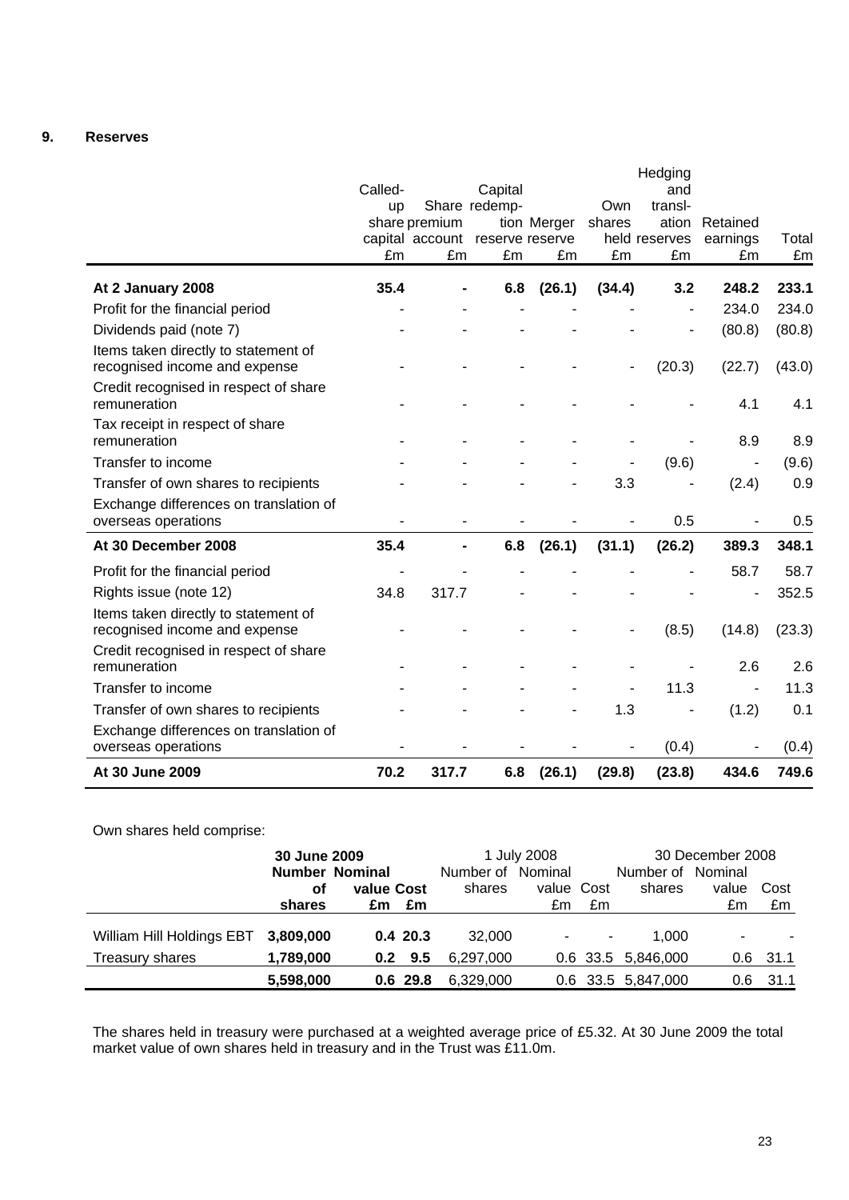## 9. Reserves

| | Called-up share capital £m | Share premium account £m | Capital redemption reserve £m | Merger reserve £m | Own shares held £m | Hedging and translation reserves £m | Retained earnings £m | Total £m |
|---|---|---|---|---|---|---|---|---|
| **At 2 January 2008** | **35.4** | **-** | **6.8** | **(26.1)** | **(34.4)** | **3.2** | **248.2** | **233.1** |
| Profit for the financial period | - | - | - | - | - | - | 234.0 | 234.0 |
| Dividends paid (note 7) | - | - | - | - | - | - | (80.8) | (80.8) |
| Items taken directly to statement of recognised income and expense | - | - | - | - | - | (20.3) | (22.7) | (43.0) |
| Credit recognised in respect of share remuneration | - | - | - | - | - | - | 4.1 | 4.1 |
| Tax receipt in respect of share remuneration | - | - | - | - | - | - | 8.9 | 8.9 |
| Transfer to income | - | - | - | - | - | (9.6) | - | (9.6) |
| Transfer of own shares to recipients | - | - | - | - | 3.3 | - | (2.4) | 0.9 |
| Exchange differences on translation of overseas operations | - | - | - | - | - | 0.5 | - | 0.5 |
| **At 30 December 2008** | **35.4** | **-** | **6.8** | **(26.1)** | **(31.1)** | **(26.2)** | **389.3** | **348.1** |
| Profit for the financial period | - | - | - | - | - | - | 58.7 | 58.7 |
| Rights issue (note 12) | 34.8 | 317.7 | - | - | - | - | - | 352.5 |
| Items taken directly to statement of recognised income and expense | - | - | - | - | - | (8.5) | (14.8) | (23.3) |
| Credit recognised in respect of share remuneration | - | - | - | - | - | - | 2.6 | 2.6 |
| Transfer to income | - | - | - | - | - | 11.3 | - | 11.3 |
| Transfer of own shares to recipients | - | - | - | - | 1.3 | - | (1.2) | 0.1 |
| Exchange differences on translation of overseas operations | - | - | - | - | - | (0.4) | - | (0.4) |
| **At 30 June 2009** | **70.2** | **317.7** | **6.8** | **(26.1)** | **(29.8)** | **(23.8)** | **434.6** | **749.6** |

Own shares held comprise:

| | **30 June 2009** | | | 1 July 2008 | | | 30 December 2008 | | |
|---|---|---|---|---|---|---|---|---|---|
| | **Number of shares** | **Nominal value £m** | **Cost £m** | Number of shares | Nominal value £m | Cost £m | Number of shares | Nominal value £m | Cost £m |
| William Hill Holdings EBT | **3,809,000** | **0.4** | **20.3** | 32,000 | - | - | 1,000 | - | - |
| Treasury shares | **1,789,000** | **0.2** | **9.5** | 6,297,000 | 0.6 | 33.5 | 5,846,000 | 0.6 | 31.1 |
| | **5,598,000** | **0.6** | **29.8** | 6,329,000 | 0.6 | 33.5 | 5,847,000 | 0.6 | 31.1 |

The shares held in treasury were purchased at a weighted average price of £5.32. At 30 June 2009 the total market value of own shares held in treasury and in the Trust was £11.0m.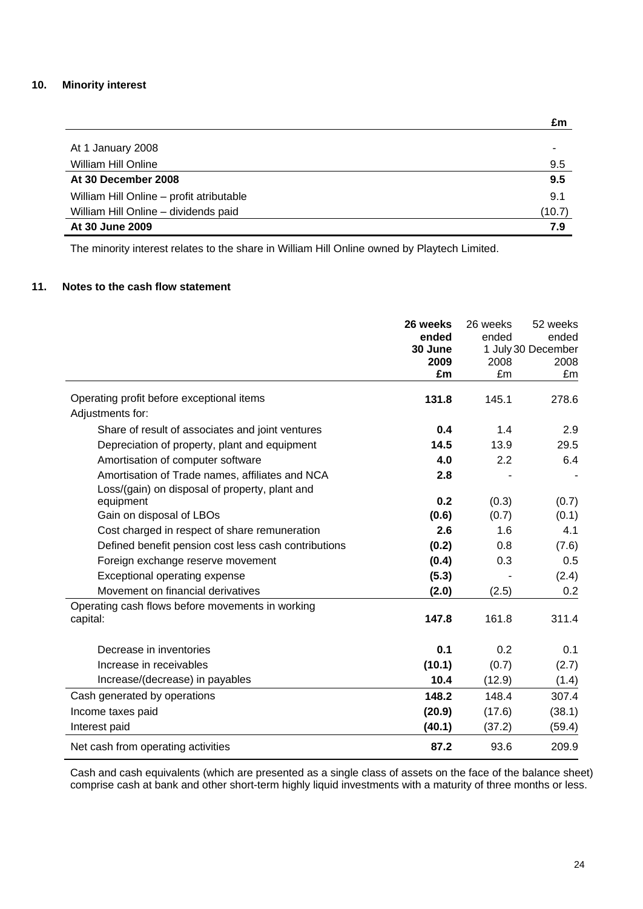## 10. Minority interest

| | £m |
|---|---|
| At 1 January 2008 | - |
| William Hill Online | 9.5 |
| **At 30 December 2008** | **9.5** |
| William Hill Online – profit atributable | 9.1 |
| William Hill Online – dividends paid | (10.7) |
| **At 30 June 2009** | **7.9** |

The minority interest relates to the share in William Hill Online owned by Playtech Limited.

## 11. Notes to the cash flow statement

| | **26 weeks ended 30 June 2009 £m** | 26 weeks ended 1 July 2008 £m | 52 weeks ended 30 December 2008 £m |
|---|---|---|---|
| Operating profit before exceptional items | **131.8** | 145.1 | 278.6 |
| Adjustments for: | | | |
| Share of result of associates and joint ventures | **0.4** | 1.4 | 2.9 |
| Depreciation of property, plant and equipment | **14.5** | 13.9 | 29.5 |
| Amortisation of computer software | **4.0** | 2.2 | 6.4 |
| Amortisation of Trade names, affiliates and NCA | **2.8** | - | - |
| Loss/(gain) on disposal of property, plant and equipment | **0.2** | (0.3) | (0.7) |
| Gain on disposal of LBOs | **(0.6)** | (0.7) | (0.1) |
| Cost charged in respect of share remuneration | **2.6** | 1.6 | 4.1 |
| Defined benefit pension cost less cash contributions | **(0.2)** | 0.8 | (7.6) |
| Foreign exchange reserve movement | **(0.4)** | 0.3 | 0.5 |
| Exceptional operating expense | **(5.3)** | - | (2.4) |
| Movement on financial derivatives | **(2.0)** | (2.5) | 0.2 |
| Operating cash flows before movements in working capital: | **147.8** | 161.8 | 311.4 |
| Decrease in inventories | **0.1** | 0.2 | 0.1 |
| Increase in receivables | **(10.1)** | (0.7) | (2.7) |
| Increase/(decrease) in payables | **10.4** | (12.9) | (1.4) |
| Cash generated by operations | **148.2** | 148.4 | 307.4 |
| Income taxes paid | **(20.9)** | (17.6) | (38.1) |
| Interest paid | **(40.1)** | (37.2) | (59.4) |
| Net cash from operating activities | **87.2** | 93.6 | 209.9 |

Cash and cash equivalents (which are presented as a single class of assets on the face of the balance sheet) comprise cash at bank and other short-term highly liquid investments with a maturity of three months or less.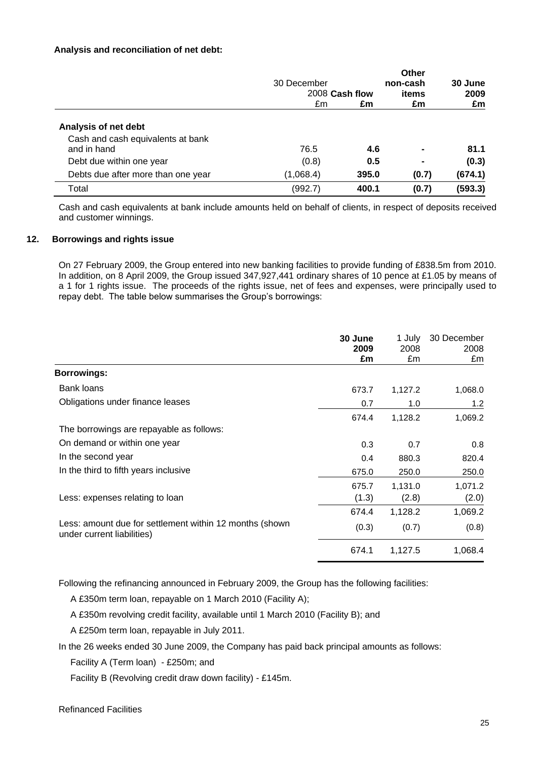**Analysis and reconciliation of net debt:**

| | 30 December 2008 £m | Cash flow £m | Other non-cash items £m | 30 June 2009 £m |
|---|---|---|---|---|
| **Analysis of net debt** | | | | |
| Cash and cash equivalents at bank and in hand | 76.5 | **4.6** | **-** | **81.1** |
| Debt due within one year | (0.8) | **0.5** | **-** | **(0.3)** |
| Debts due after more than one year | (1,068.4) | **395.0** | **(0.7)** | **(674.1)** |
| Total | (992.7) | **400.1** | **(0.7)** | **(593.3)** |

Cash and cash equivalents at bank include amounts held on behalf of clients, in respect of deposits received and customer winnings.

## 12. Borrowings and rights issue

On 27 February 2009, the Group entered into new banking facilities to provide funding of £838.5m from 2010. In addition, on 8 April 2009, the Group issued 347,927,441 ordinary shares of 10 pence at £1.05 by means of a 1 for 1 rights issue. The proceeds of the rights issue, net of fees and expenses, were principally used to repay debt. The table below summarises the Group's borrowings:

| | **30 June 2009 £m** | 1 July 2008 £m | 30 December 2008 £m |
|---|---|---|---|
| **Borrowings:** | | | |
| Bank loans | 673.7 | 1,127.2 | 1,068.0 |
| Obligations under finance leases | 0.7 | 1.0 | 1.2 |
| | 674.4 | 1,128.2 | 1,069.2 |
| The borrowings are repayable as follows: | | | |
| On demand or within one year | 0.3 | 0.7 | 0.8 |
| In the second year | 0.4 | 880.3 | 820.4 |
| In the third to fifth years inclusive | 675.0 | 250.0 | 250.0 |
| | 675.7 | 1,131.0 | 1,071.2 |
| Less: expenses relating to loan | (1.3) | (2.8) | (2.0) |
| | 674.4 | 1,128.2 | 1,069.2 |
| Less: amount due for settlement within 12 months (shown under current liabilities) | (0.3) | (0.7) | (0.8) |
| | 674.1 | 1,127.5 | 1,068.4 |

Following the refinancing announced in February 2009, the Group has the following facilities:

A £350m term loan, repayable on 1 March 2010 (Facility A);

A £350m revolving credit facility, available until 1 March 2010 (Facility B); and

A £250m term loan, repayable in July 2011.

In the 26 weeks ended 30 June 2009, the Company has paid back principal amounts as follows:

Facility A (Term loan) - £250m; and

Facility B (Revolving credit draw down facility) - £145m.

Refinanced Facilities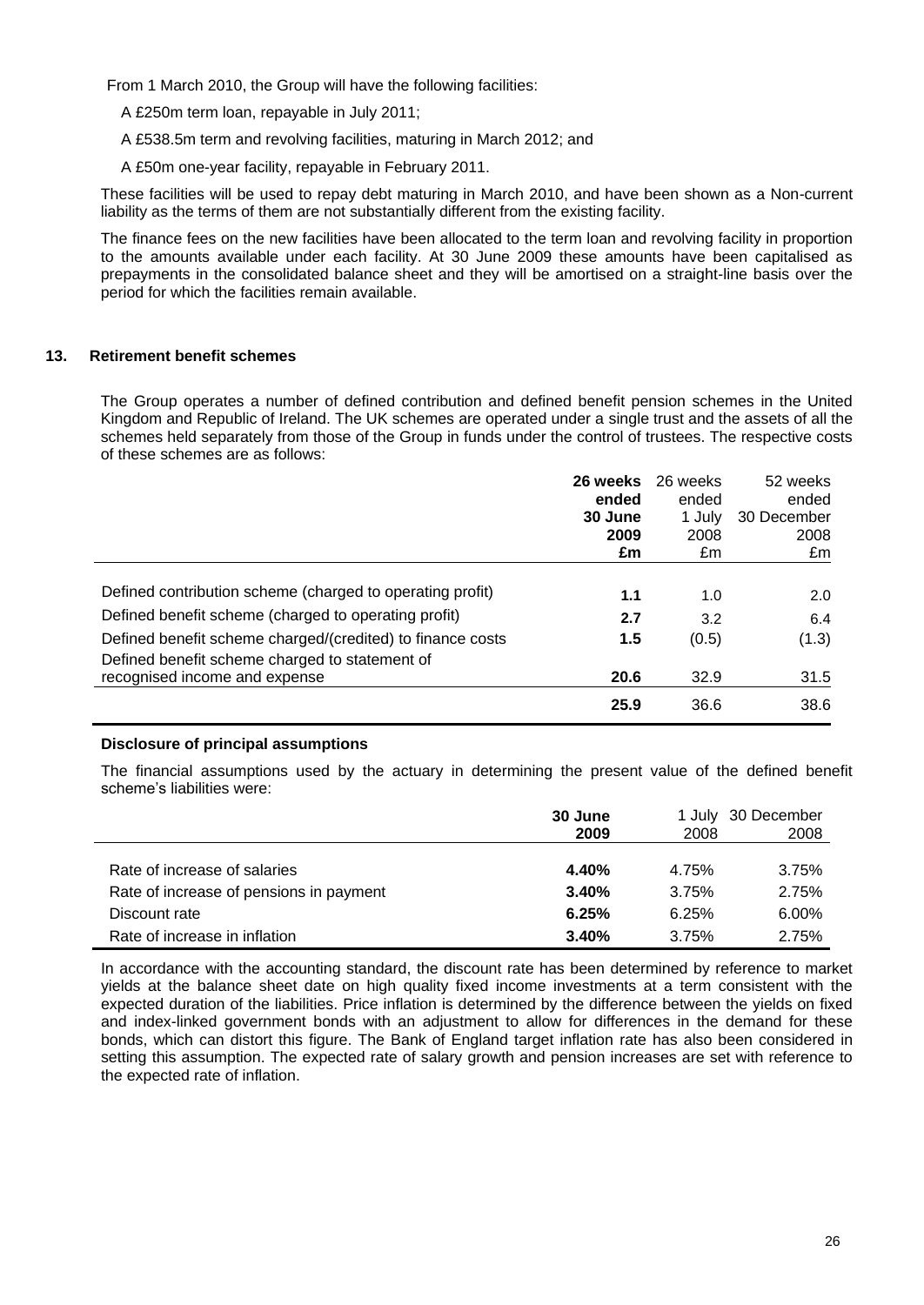From 1 March 2010, the Group will have the following facilities:

A £250m term loan, repayable in July 2011;

A £538.5m term and revolving facilities, maturing in March 2012; and

A £50m one-year facility, repayable in February 2011.

These facilities will be used to repay debt maturing in March 2010, and have been shown as a Non-current liability as the terms of them are not substantially different from the existing facility.

The finance fees on the new facilities have been allocated to the term loan and revolving facility in proportion to the amounts available under each facility. At 30 June 2009 these amounts have been capitalised as prepayments in the consolidated balance sheet and they will be amortised on a straight-line basis over the period for which the facilities remain available.

## 13. Retirement benefit schemes

The Group operates a number of defined contribution and defined benefit pension schemes in the United Kingdom and Republic of Ireland. The UK schemes are operated under a single trust and the assets of all the schemes held separately from those of the Group in funds under the control of trustees. The respective costs of these schemes are as follows:

| | **26 weeks ended 30 June 2009 £m** | 26 weeks ended 1 July 2008 £m | 52 weeks ended 30 December 2008 £m |
|---|---|---|---|
| Defined contribution scheme (charged to operating profit) | **1.1** | 1.0 | 2.0 |
| Defined benefit scheme (charged to operating profit) | **2.7** | 3.2 | 6.4 |
| Defined benefit scheme charged/(credited) to finance costs | **1.5** | (0.5) | (1.3) |
| Defined benefit scheme charged to statement of recognised income and expense | **20.6** | 32.9 | 31.5 |
| | **25.9** | 36.6 | 38.6 |

### Disclosure of principal assumptions

The financial assumptions used by the actuary in determining the present value of the defined benefit scheme's liabilities were:

| | **30 June 2009** | 1 July 2008 | 30 December 2008 |
|---|---|---|---|
| Rate of increase of salaries | **4.40%** | 4.75% | 3.75% |
| Rate of increase of pensions in payment | **3.40%** | 3.75% | 2.75% |
| Discount rate | **6.25%** | 6.25% | 6.00% |
| Rate of increase in inflation | **3.40%** | 3.75% | 2.75% |

In accordance with the accounting standard, the discount rate has been determined by reference to market yields at the balance sheet date on high quality fixed income investments at a term consistent with the expected duration of the liabilities. Price inflation is determined by the difference between the yields on fixed and index-linked government bonds with an adjustment to allow for differences in the demand for these bonds, which can distort this figure. The Bank of England target inflation rate has also been considered in setting this assumption. The expected rate of salary growth and pension increases are set with reference to the expected rate of inflation.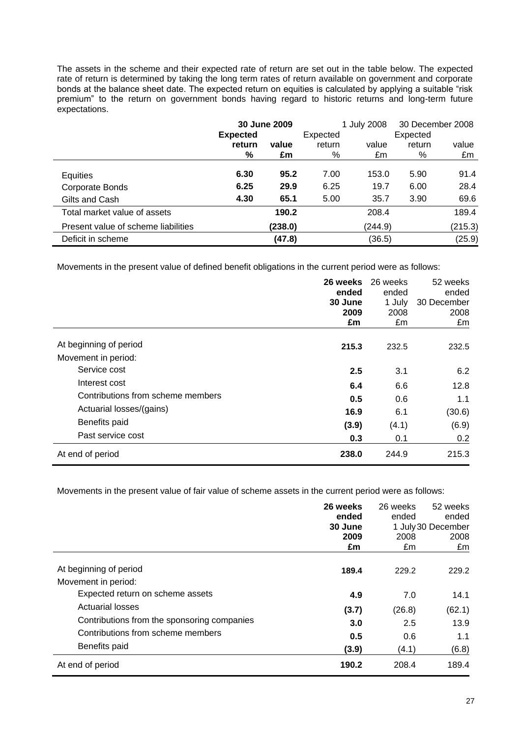The assets in the scheme and their expected rate of return are set out in the table below. The expected rate of return is determined by taking the long term rates of return available on government and corporate bonds at the balance sheet date. The expected return on equities is calculated by applying a suitable "risk premium" to the return on government bonds having regard to historic returns and long-term future expectations.

| | **30 June 2009** | | 1 July 2008 | | 30 December 2008 | |
|---|---|---|---|---|---|---|
| | **Expected return %** | **value £m** | Expected return % | value £m | Expected return % | value £m |
| Equities | **6.30** | **95.2** | 7.00 | 153.0 | 5.90 | 91.4 |
| Corporate Bonds | **6.25** | **29.9** | 6.25 | 19.7 | 6.00 | 28.4 |
| Gilts and Cash | **4.30** | **65.1** | 5.00 | 35.7 | 3.90 | 69.6 |
| Total market value of assets | | **190.2** | | 208.4 | | 189.4 |
| Present value of scheme liabilities | | **(238.0)** | | (244.9) | | (215.3) |
| Deficit in scheme | | **(47.8)** | | (36.5) | | (25.9) |

Movements in the present value of defined benefit obligations in the current period were as follows:

| | **26 weeks ended 30 June 2009 £m** | 26 weeks ended 1 July 2008 £m | 52 weeks ended 30 December 2008 £m |
|---|---|---|---|
| At beginning of period | **215.3** | 232.5 | 232.5 |
| Movement in period: | | | |
| Service cost | **2.5** | 3.1 | 6.2 |
| Interest cost | **6.4** | 6.6 | 12.8 |
| Contributions from scheme members | **0.5** | 0.6 | 1.1 |
| Actuarial losses/(gains) | **16.9** | 6.1 | (30.6) |
| Benefits paid | **(3.9)** | (4.1) | (6.9) |
| Past service cost | **0.3** | 0.1 | 0.2 |
| At end of period | **238.0** | 244.9 | 215.3 |

Movements in the present value of fair value of scheme assets in the current period were as follows:

| | **26 weeks ended 30 June 2009 £m** | 26 weeks ended 1 July 2008 £m | 52 weeks ended 30 December 2008 £m |
|---|---|---|---|
| At beginning of period | **189.4** | 229.2 | 229.2 |
| Movement in period: | | | |
| Expected return on scheme assets | **4.9** | 7.0 | 14.1 |
| Actuarial losses | **(3.7)** | (26.8) | (62.1) |
| Contributions from the sponsoring companies | **3.0** | 2.5 | 13.9 |
| Contributions from scheme members | **0.5** | 0.6 | 1.1 |
| Benefits paid | **(3.9)** | (4.1) | (6.8) |
| At end of period | **190.2** | 208.4 | 189.4 |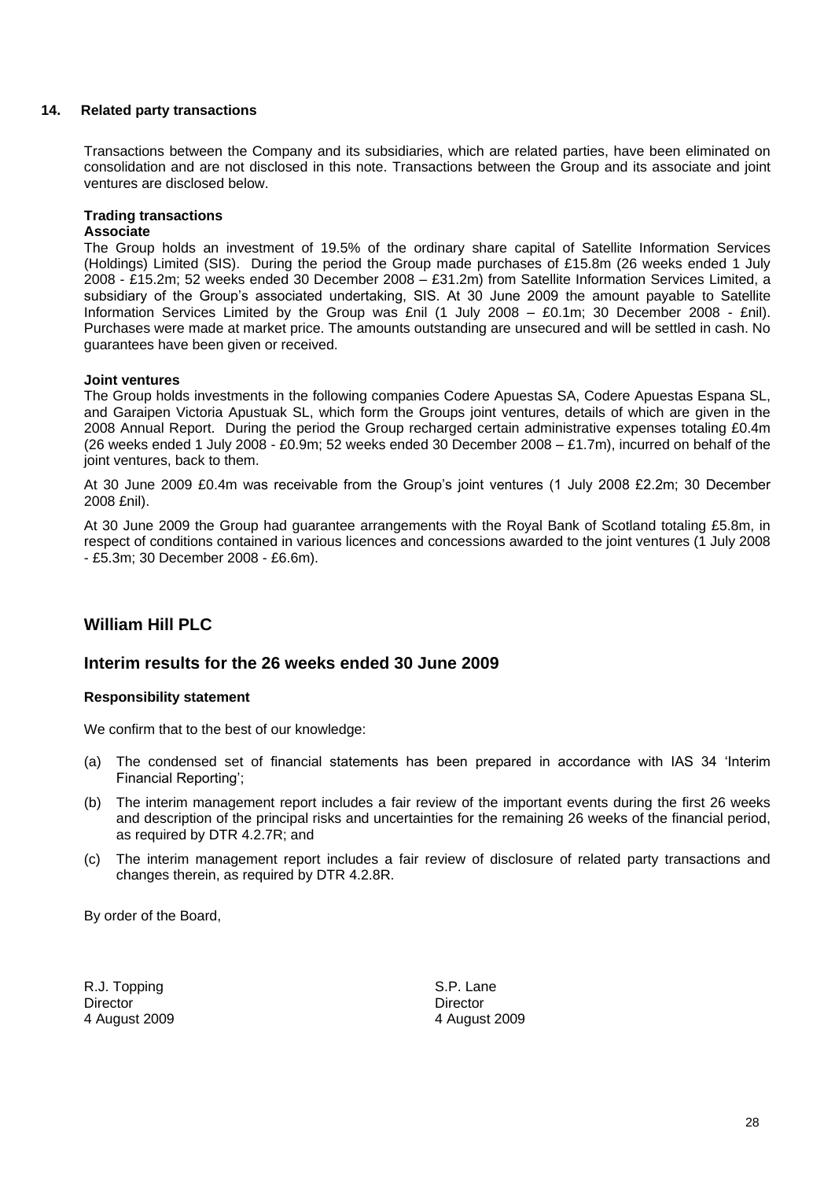## 14. Related party transactions

Transactions between the Company and its subsidiaries, which are related parties, have been eliminated on consolidation and are not disclosed in this note. Transactions between the Group and its associate and joint ventures are disclosed below.

**Trading transactions**

**Associate**

The Group holds an investment of 19.5% of the ordinary share capital of Satellite Information Services (Holdings) Limited (SIS). During the period the Group made purchases of £15.8m (26 weeks ended 1 July 2008 - £15.2m; 52 weeks ended 30 December 2008 – £31.2m) from Satellite Information Services Limited, a subsidiary of the Group's associated undertaking, SIS. At 30 June 2009 the amount payable to Satellite Information Services Limited by the Group was £nil (1 July 2008 – £0.1m; 30 December 2008 - £nil). Purchases were made at market price. The amounts outstanding are unsecured and will be settled in cash. No guarantees have been given or received.

**Joint ventures**

The Group holds investments in the following companies Codere Apuestas SA, Codere Apuestas Espana SL, and Garaipen Victoria Apustuak SL, which form the Groups joint ventures, details of which are given in the 2008 Annual Report. During the period the Group recharged certain administrative expenses totaling £0.4m (26 weeks ended 1 July 2008 - £0.9m; 52 weeks ended 30 December 2008 – £1.7m), incurred on behalf of the joint ventures, back to them.

At 30 June 2009 £0.4m was receivable from the Group's joint ventures (1 July 2008 £2.2m; 30 December 2008 £nil).

At 30 June 2009 the Group had guarantee arrangements with the Royal Bank of Scotland totaling £5.8m, in respect of conditions contained in various licences and concessions awarded to the joint ventures (1 July 2008 - £5.3m; 30 December 2008 - £6.6m).

# William Hill PLC

## Interim results for the 26 weeks ended 30 June 2009

**Responsibility statement**

We confirm that to the best of our knowledge:

(a) The condensed set of financial statements has been prepared in accordance with IAS 34 'Interim Financial Reporting';

(b) The interim management report includes a fair review of the important events during the first 26 weeks and description of the principal risks and uncertainties for the remaining 26 weeks of the financial period, as required by DTR 4.2.7R; and

(c) The interim management report includes a fair review of disclosure of related party transactions and changes therein, as required by DTR 4.2.8R.

By order of the Board,

R.J. Topping
Director
4 August 2009

S.P. Lane
Director
4 August 2009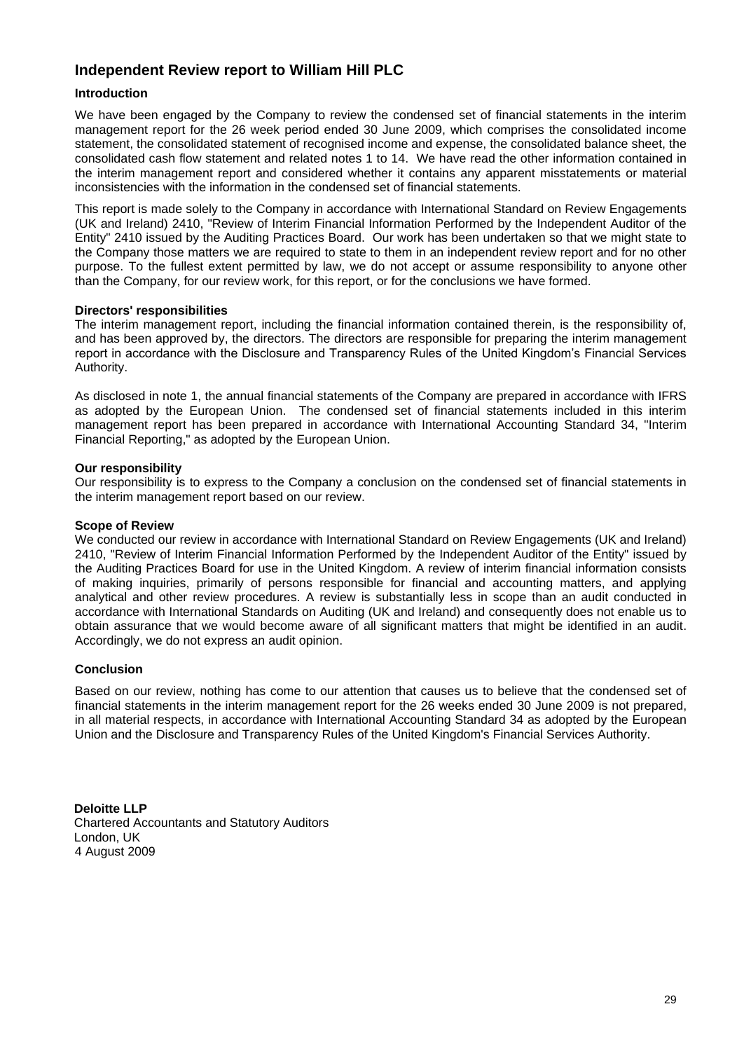# Independent Review report to William Hill PLC

### Introduction

We have been engaged by the Company to review the condensed set of financial statements in the interim management report for the 26 week period ended 30 June 2009, which comprises the consolidated income statement, the consolidated statement of recognised income and expense, the consolidated balance sheet, the consolidated cash flow statement and related notes 1 to 14. We have read the other information contained in the interim management report and considered whether it contains any apparent misstatements or material inconsistencies with the information in the condensed set of financial statements.

This report is made solely to the Company in accordance with International Standard on Review Engagements (UK and Ireland) 2410, "Review of Interim Financial Information Performed by the Independent Auditor of the Entity" 2410 issued by the Auditing Practices Board. Our work has been undertaken so that we might state to the Company those matters we are required to state to them in an independent review report and for no other purpose. To the fullest extent permitted by law, we do not accept or assume responsibility to anyone other than the Company, for our review work, for this report, or for the conclusions we have formed.

### Directors' responsibilities

The interim management report, including the financial information contained therein, is the responsibility of, and has been approved by, the directors. The directors are responsible for preparing the interim management report in accordance with the Disclosure and Transparency Rules of the United Kingdom's Financial Services Authority.

As disclosed in note 1, the annual financial statements of the Company are prepared in accordance with IFRS as adopted by the European Union. The condensed set of financial statements included in this interim management report has been prepared in accordance with International Accounting Standard 34, "Interim Financial Reporting," as adopted by the European Union.

### Our responsibility

Our responsibility is to express to the Company a conclusion on the condensed set of financial statements in the interim management report based on our review.

### Scope of Review

We conducted our review in accordance with International Standard on Review Engagements (UK and Ireland) 2410, "Review of Interim Financial Information Performed by the Independent Auditor of the Entity" issued by the Auditing Practices Board for use in the United Kingdom. A review of interim financial information consists of making inquiries, primarily of persons responsible for financial and accounting matters, and applying analytical and other review procedures. A review is substantially less in scope than an audit conducted in accordance with International Standards on Auditing (UK and Ireland) and consequently does not enable us to obtain assurance that we would become aware of all significant matters that might be identified in an audit. Accordingly, we do not express an audit opinion.

### Conclusion

Based on our review, nothing has come to our attention that causes us to believe that the condensed set of financial statements in the interim management report for the 26 weeks ended 30 June 2009 is not prepared, in all material respects, in accordance with International Accounting Standard 34 as adopted by the European Union and the Disclosure and Transparency Rules of the United Kingdom's Financial Services Authority.

**Deloitte LLP**
Chartered Accountants and Statutory Auditors
London, UK
4 August 2009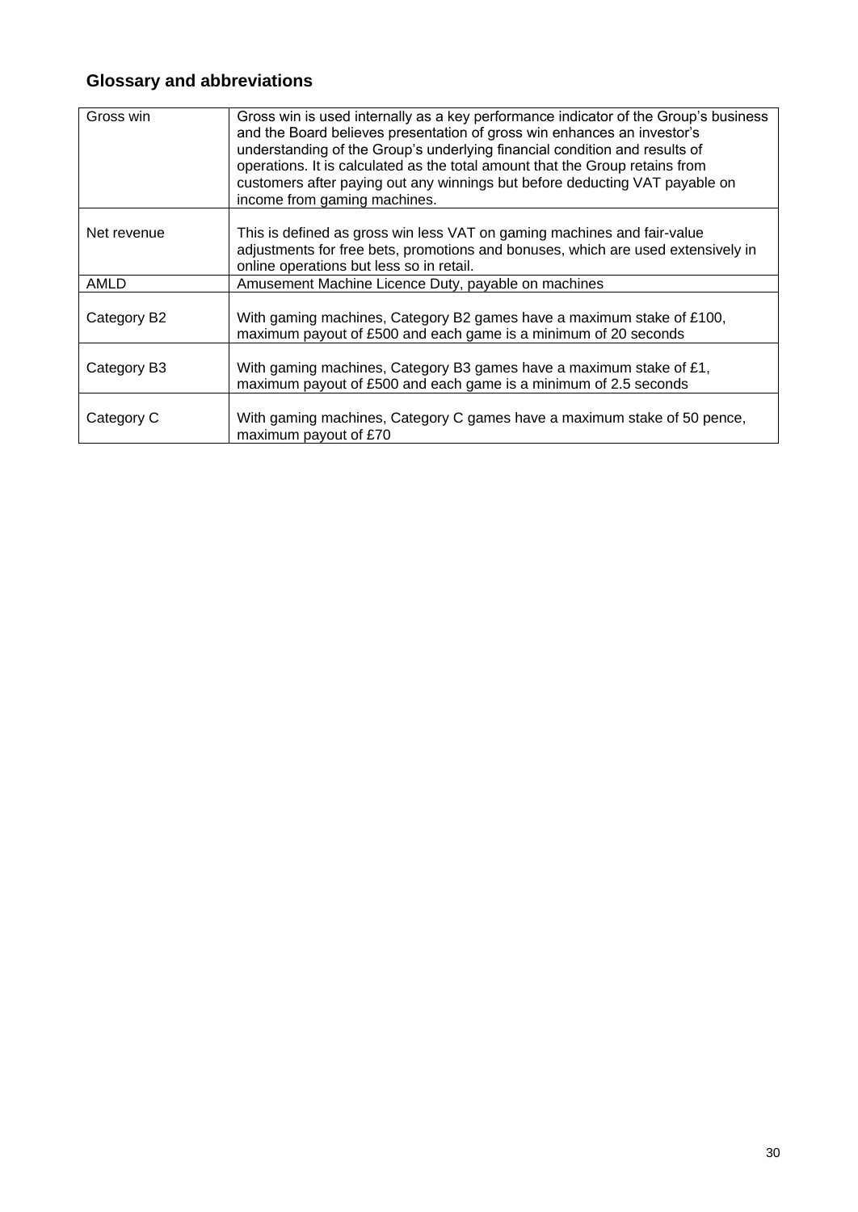## Glossary and abbreviations

| | |
|---|---|
| Gross win | Gross win is used internally as a key performance indicator of the Group's business and the Board believes presentation of gross win enhances an investor's understanding of the Group's underlying financial condition and results of operations. It is calculated as the total amount that the Group retains from customers after paying out any winnings but before deducting VAT payable on income from gaming machines. |
| Net revenue | This is defined as gross win less VAT on gaming machines and fair-value adjustments for free bets, promotions and bonuses, which are used extensively in online operations but less so in retail. |
| AMLD | Amusement Machine Licence Duty, payable on machines |
| Category B2 | With gaming machines, Category B2 games have a maximum stake of £100, maximum payout of £500 and each game is a minimum of 20 seconds |
| Category B3 | With gaming machines, Category B3 games have a maximum stake of £1, maximum payout of £500 and each game is a minimum of 2.5 seconds |
| Category C | With gaming machines, Category C games have a maximum stake of 50 pence, maximum payout of £70 |